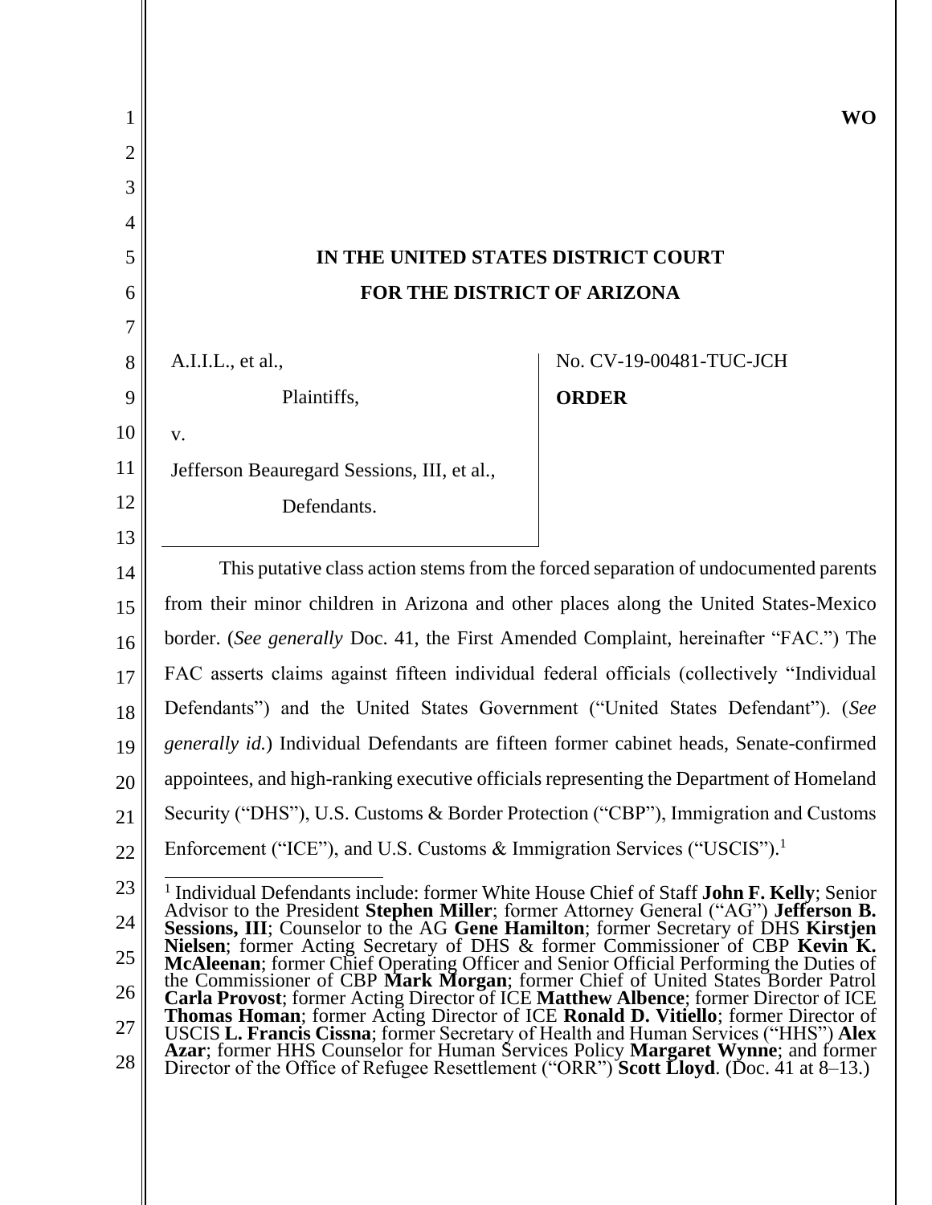WO

IN THE UNITED STATES DISTRICT COURT

FOR THE DISTRICT OF ARIZONA

A.I.I.L., et al.,

Plaintiffs,

v.

Jefferson Beauregard Sessions, III, et al.,

Defendants.

No. CV-19-00481-TUC-JCH

**ORDER**

This putative class action stems from the forced separation of undocumented parents from their minor children in Arizona and other places along the United States-Mexico border. (*See generally* Doc. 41, the First Amended Complaint, hereinafter "FAC.") The FAC asserts claims against fifteen individual federal officials (collectively "Individual Defendants") and the United States Government ("United States Defendant"). (*See generally id.*) Individual Defendants are fifteen former cabinet heads, Senate-confirmed appointees, and high-ranking executive officials representing the Department of Homeland Security ("DHS"), U.S. Customs & Border Protection ("CBP"), Immigration and Customs Enforcement ("ICE"), and U.S. Customs & Immigration Services ("USCIS").[1]

[1] Individual Defendants include: former White House Chief of Staff **John F. Kelly**; Senior Advisor to the President **Stephen Miller**; former Attorney General ("AG") **Jefferson B. Sessions, III**; Counselor to the AG **Gene Hamilton**; former Secretary of DHS **Kirstjen Nielsen**; former Acting Secretary of DHS & former Commissioner of CBP **Kevin K. McAleenan**; former Chief Operating Officer and Senior Official Performing the Duties of the Commissioner of CBP **Mark Morgan**; former Chief of United States Border Patrol **Carla Provost**; former Acting Director of ICE **Matthew Albence**; former Director of ICE **Thomas Homan**; former Acting Director of ICE **Ronald D. Vitiello**; former Director of USCIS **L. Francis Cissna**; former Secretary of Health and Human Services ("HHS") **Alex Azar**; former HHS Counselor for Human Services Policy **Margaret Wynne**; and former Director of the Office of Refugee Resettlement ("ORR") **Scott Lloyd**. (Doc. 41 at 8–13.)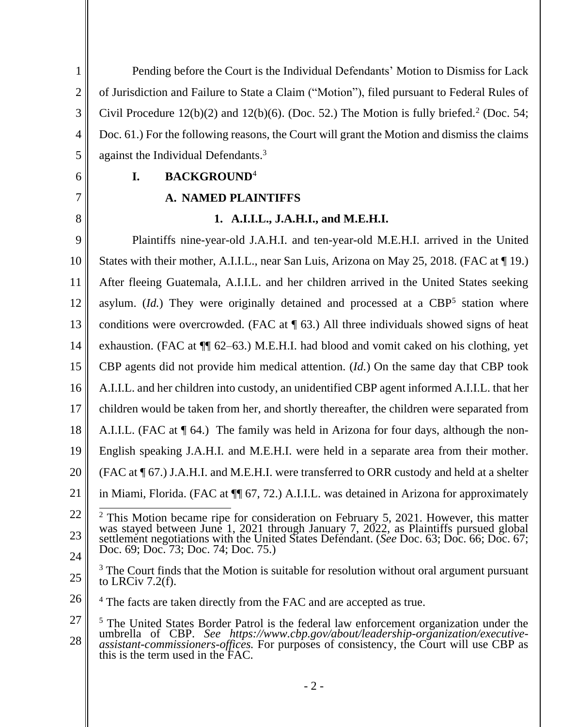Pending before the Court is the Individual Defendants' Motion to Dismiss for Lack of Jurisdiction and Failure to State a Claim ("Motion"), filed pursuant to Federal Rules of Civil Procedure 12(b)(2) and 12(b)(6). (Doc. 52.) The Motion is fully briefed.[2] (Doc. 54; Doc. 61.) For the following reasons, the Court will grant the Motion and dismiss the claims against the Individual Defendants.[3]

## I. BACKGROUND[4]

### A. NAMED PLAINTIFFS

#### 1. A.I.I.L., J.A.H.I., and M.E.H.I.

Plaintiffs nine-year-old J.A.H.I. and ten-year-old M.E.H.I. arrived in the United States with their mother, A.I.I.L., near San Luis, Arizona on May 25, 2018. (FAC at ¶ 19.) After fleeing Guatemala, A.I.I.L. and her children arrived in the United States seeking asylum. (*Id.*) They were originally detained and processed at a CBP[5] station where conditions were overcrowded. (FAC at ¶ 63.) All three individuals showed signs of heat exhaustion. (FAC at ¶¶ 62–63.) M.E.H.I. had blood and vomit caked on his clothing, yet CBP agents did not provide him medical attention. (*Id.*) On the same day that CBP took A.I.I.L. and her children into custody, an unidentified CBP agent informed A.I.I.L. that her children would be taken from her, and shortly thereafter, the children were separated from A.I.I.L. (FAC at ¶ 64.) The family was held in Arizona for four days, although the non-English speaking J.A.H.I. and M.E.H.I. were held in a separate area from their mother. (FAC at ¶ 67.) J.A.H.I. and M.E.H.I. were transferred to ORR custody and held at a shelter in Miami, Florida. (FAC at ¶¶ 67, 72.) A.I.I.L. was detained in Arizona for approximately

---

[2] This Motion became ripe for consideration on February 5, 2021. However, this matter was stayed between June 1, 2021 through January 7, 2022, as Plaintiffs pursued global settlement negotiations with the United States Defendant. (*See* Doc. 63; Doc. 66; Doc. 67; Doc. 69; Doc. 73; Doc. 74; Doc. 75.)

[3] The Court finds that the Motion is suitable for resolution without oral argument pursuant to LRCiv 7.2(f).

[4] The facts are taken directly from the FAC and are accepted as true.

[5] The United States Border Patrol is the federal law enforcement organization under the umbrella of CBP. *See https://www.cbp.gov/about/leadership-organization/executive-assistant-commissioners-offices.* For purposes of consistency, the Court will use CBP as this is the term used in the FAC.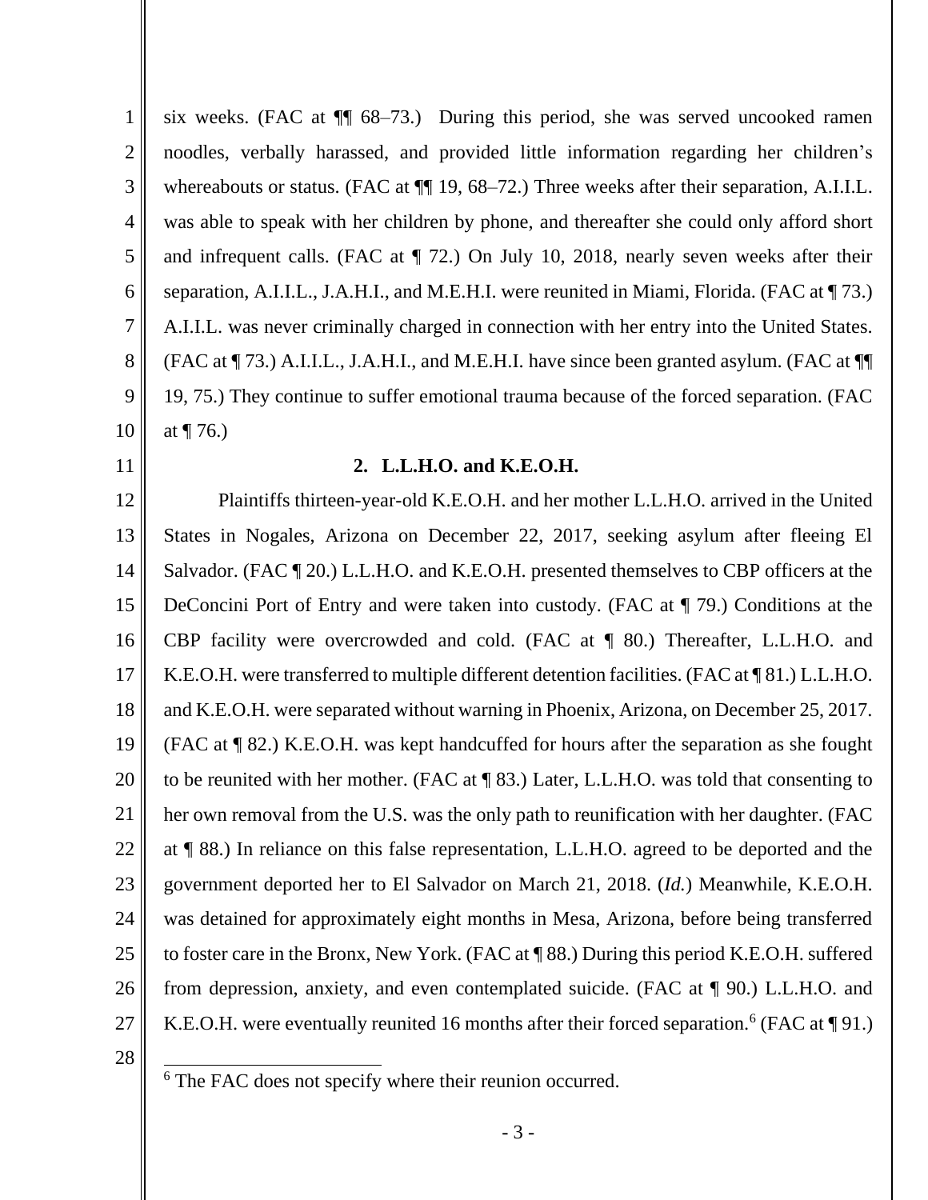six weeks. (FAC at ¶¶ 68–73.) During this period, she was served uncooked ramen noodles, verbally harassed, and provided little information regarding her children's whereabouts or status. (FAC at ¶¶ 19, 68–72.) Three weeks after their separation, A.I.I.L. was able to speak with her children by phone, and thereafter she could only afford short and infrequent calls. (FAC at ¶ 72.) On July 10, 2018, nearly seven weeks after their separation, A.I.I.L., J.A.H.I., and M.E.H.I. were reunited in Miami, Florida. (FAC at ¶ 73.) A.I.I.L. was never criminally charged in connection with her entry into the United States. (FAC at ¶ 73.) A.I.I.L., J.A.H.I., and M.E.H.I. have since been granted asylum. (FAC at ¶¶ 19, 75.) They continue to suffer emotional trauma because of the forced separation. (FAC at ¶ 76.)

**2. L.L.H.O. and K.E.O.H.**

Plaintiffs thirteen-year-old K.E.O.H. and her mother L.L.H.O. arrived in the United States in Nogales, Arizona on December 22, 2017, seeking asylum after fleeing El Salvador. (FAC ¶ 20.) L.L.H.O. and K.E.O.H. presented themselves to CBP officers at the DeConcini Port of Entry and were taken into custody. (FAC at ¶ 79.) Conditions at the CBP facility were overcrowded and cold. (FAC at ¶ 80.) Thereafter, L.L.H.O. and K.E.O.H. were transferred to multiple different detention facilities. (FAC at ¶ 81.) L.L.H.O. and K.E.O.H. were separated without warning in Phoenix, Arizona, on December 25, 2017. (FAC at ¶ 82.) K.E.O.H. was kept handcuffed for hours after the separation as she fought to be reunited with her mother. (FAC at ¶ 83.) Later, L.L.H.O. was told that consenting to her own removal from the U.S. was the only path to reunification with her daughter. (FAC at ¶ 88.) In reliance on this false representation, L.L.H.O. agreed to be deported and the government deported her to El Salvador on March 21, 2018. (*Id.*) Meanwhile, K.E.O.H. was detained for approximately eight months in Mesa, Arizona, before being transferred to foster care in the Bronx, New York. (FAC at ¶ 88.) During this period K.E.O.H. suffered from depression, anxiety, and even contemplated suicide. (FAC at ¶ 90.) L.L.H.O. and K.E.O.H. were eventually reunited 16 months after their forced separation.[6] (FAC at ¶ 91.)

[6] The FAC does not specify where their reunion occurred.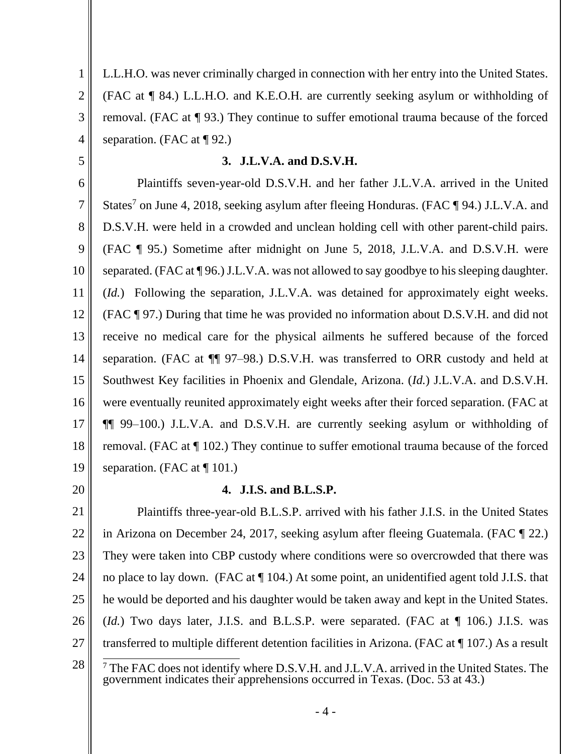L.L.H.O. was never criminally charged in connection with her entry into the United States. (FAC at ¶ 84.) L.L.H.O. and K.E.O.H. are currently seeking asylum or withholding of removal. (FAC at ¶ 93.) They continue to suffer emotional trauma because of the forced separation. (FAC at ¶ 92.)

### 3. J.L.V.A. and D.S.V.H.

Plaintiffs seven-year-old D.S.V.H. and her father J.L.V.A. arrived in the United States[7] on June 4, 2018, seeking asylum after fleeing Honduras. (FAC ¶ 94.) J.L.V.A. and D.S.V.H. were held in a crowded and unclean holding cell with other parent-child pairs. (FAC ¶ 95.) Sometime after midnight on June 5, 2018, J.L.V.A. and D.S.V.H. were separated. (FAC at ¶ 96.) J.L.V.A. was not allowed to say goodbye to his sleeping daughter. (*Id.*) Following the separation, J.L.V.A. was detained for approximately eight weeks. (FAC ¶ 97.) During that time he was provided no information about D.S.V.H. and did not receive no medical care for the physical ailments he suffered because of the forced separation. (FAC at ¶¶ 97–98.) D.S.V.H. was transferred to ORR custody and held at Southwest Key facilities in Phoenix and Glendale, Arizona. (*Id.*) J.L.V.A. and D.S.V.H. were eventually reunited approximately eight weeks after their forced separation. (FAC at ¶¶ 99–100.) J.L.V.A. and D.S.V.H. are currently seeking asylum or withholding of removal. (FAC at ¶ 102.) They continue to suffer emotional trauma because of the forced separation. (FAC at ¶ 101.)

### 4. J.I.S. and B.L.S.P.

Plaintiffs three-year-old B.L.S.P. arrived with his father J.I.S. in the United States in Arizona on December 24, 2017, seeking asylum after fleeing Guatemala. (FAC ¶ 22.) They were taken into CBP custody where conditions were so overcrowded that there was no place to lay down. (FAC at ¶ 104.) At some point, an unidentified agent told J.I.S. that he would be deported and his daughter would be taken away and kept in the United States. (*Id.*) Two days later, J.I.S. and B.L.S.P. were separated. (FAC at ¶ 106.) J.I.S. was transferred to multiple different detention facilities in Arizona. (FAC at ¶ 107.) As a result

---

[7] The FAC does not identify where D.S.V.H. and J.L.V.A. arrived in the United States. The government indicates their apprehensions occurred in Texas. (Doc. 53 at 43.)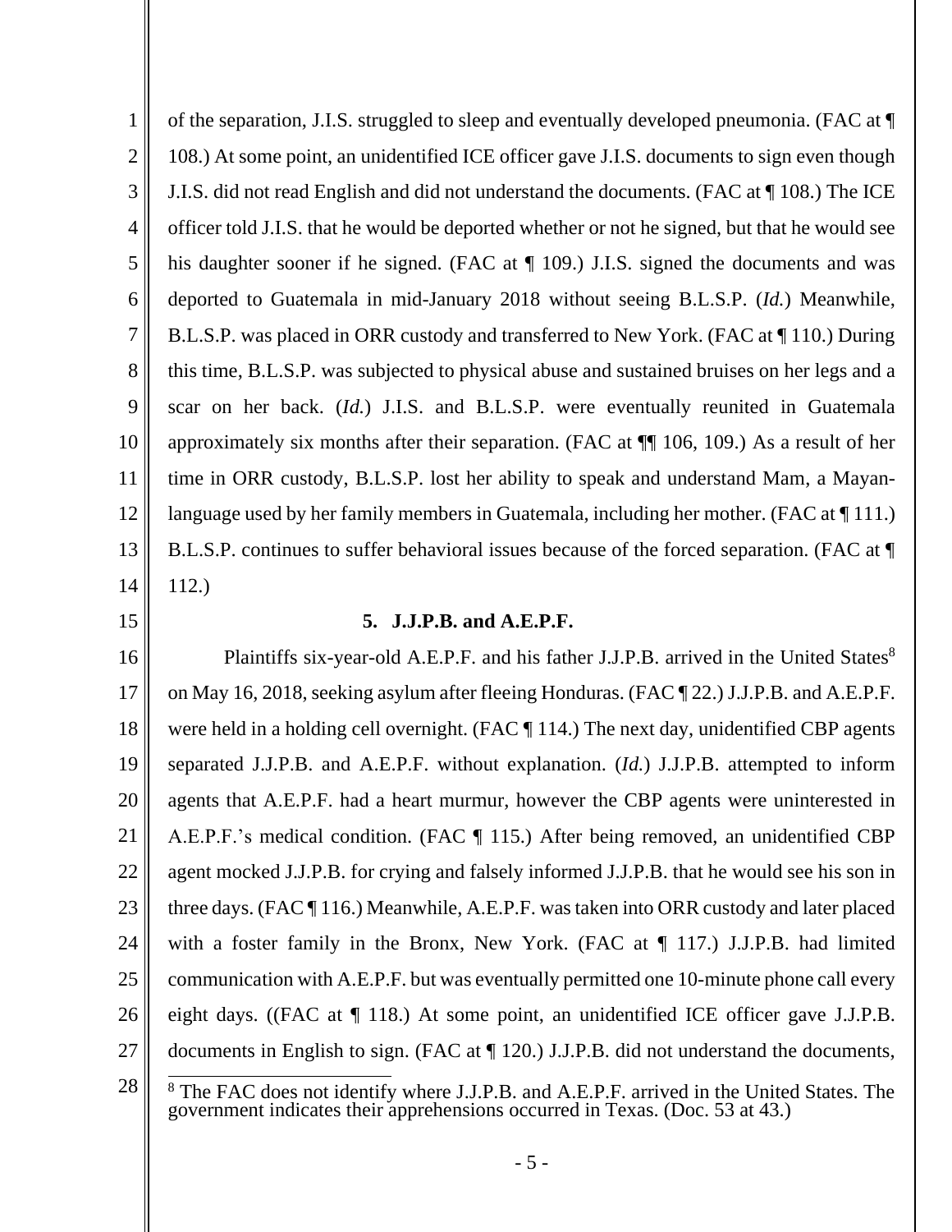of the separation, J.I.S. struggled to sleep and eventually developed pneumonia. (FAC at ¶ 108.) At some point, an unidentified ICE officer gave J.I.S. documents to sign even though J.I.S. did not read English and did not understand the documents. (FAC at ¶ 108.) The ICE officer told J.I.S. that he would be deported whether or not he signed, but that he would see his daughter sooner if he signed. (FAC at ¶ 109.) J.I.S. signed the documents and was deported to Guatemala in mid-January 2018 without seeing B.L.S.P. (*Id.*) Meanwhile, B.L.S.P. was placed in ORR custody and transferred to New York. (FAC at ¶ 110.) During this time, B.L.S.P. was subjected to physical abuse and sustained bruises on her legs and a scar on her back. (*Id.*) J.I.S. and B.L.S.P. were eventually reunited in Guatemala approximately six months after their separation. (FAC at ¶¶ 106, 109.) As a result of her time in ORR custody, B.L.S.P. lost her ability to speak and understand Mam, a Mayan-language used by her family members in Guatemala, including her mother. (FAC at ¶ 111.) B.L.S.P. continues to suffer behavioral issues because of the forced separation. (FAC at ¶ 112.)

**5. J.J.P.B. and A.E.P.F.**

Plaintiffs six-year-old A.E.P.F. and his father J.J.P.B. arrived in the United States[8] on May 16, 2018, seeking asylum after fleeing Honduras. (FAC ¶ 22.) J.J.P.B. and A.E.P.F. were held in a holding cell overnight. (FAC ¶ 114.) The next day, unidentified CBP agents separated J.J.P.B. and A.E.P.F. without explanation. (*Id.*) J.J.P.B. attempted to inform agents that A.E.P.F. had a heart murmur, however the CBP agents were uninterested in A.E.P.F.'s medical condition. (FAC ¶ 115.) After being removed, an unidentified CBP agent mocked J.J.P.B. for crying and falsely informed J.J.P.B. that he would see his son in three days. (FAC ¶ 116.) Meanwhile, A.E.P.F. was taken into ORR custody and later placed with a foster family in the Bronx, New York. (FAC at ¶ 117.) J.J.P.B. had limited communication with A.E.P.F. but was eventually permitted one 10-minute phone call every eight days. ((FAC at ¶ 118.) At some point, an unidentified ICE officer gave J.J.P.B. documents in English to sign. (FAC at ¶ 120.) J.J.P.B. did not understand the documents,

[8] The FAC does not identify where J.J.P.B. and A.E.P.F. arrived in the United States. The government indicates their apprehensions occurred in Texas. (Doc. 53 at 43.)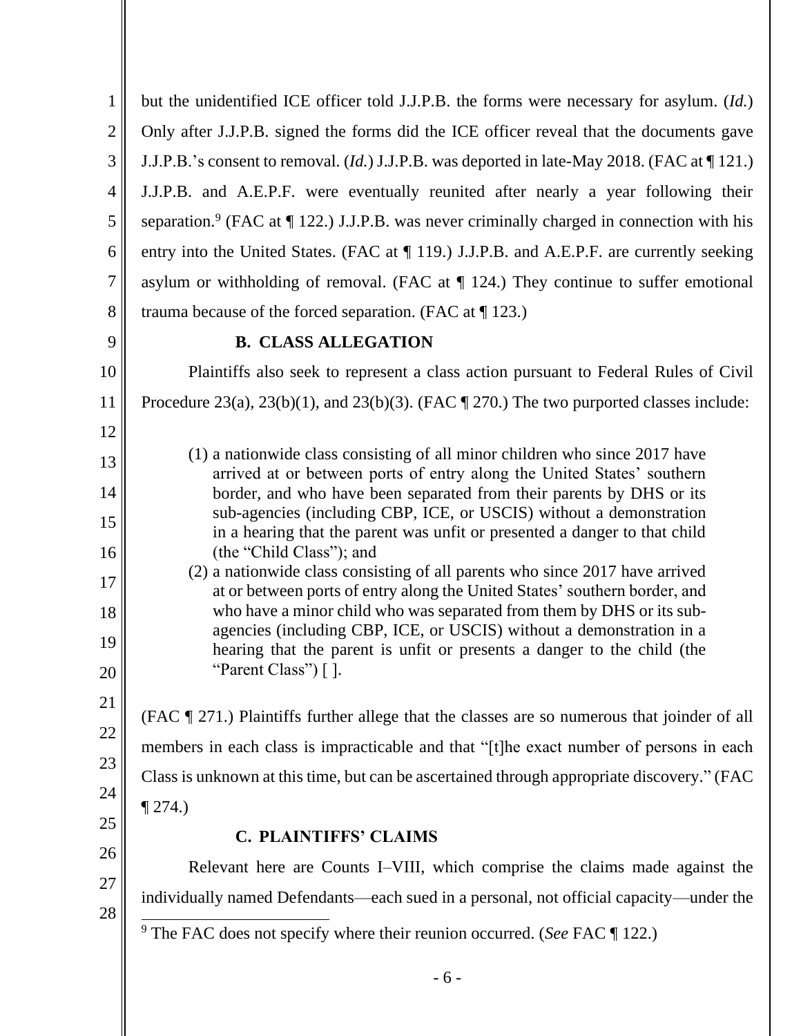but the unidentified ICE officer told J.J.P.B. the forms were necessary for asylum. (*Id.*) Only after J.J.P.B. signed the forms did the ICE officer reveal that the documents gave J.J.P.B.'s consent to removal. (*Id.*) J.J.P.B. was deported in late-May 2018. (FAC at ¶ 121.) J.J.P.B. and A.E.P.F. were eventually reunited after nearly a year following their separation.[9] (FAC at ¶ 122.) J.J.P.B. was never criminally charged in connection with his entry into the United States. (FAC at ¶ 119.) J.J.P.B. and A.E.P.F. are currently seeking asylum or withholding of removal. (FAC at ¶ 124.) They continue to suffer emotional trauma because of the forced separation. (FAC at ¶ 123.)

### B. CLASS ALLEGATION

Plaintiffs also seek to represent a class action pursuant to Federal Rules of Civil Procedure 23(a), 23(b)(1), and 23(b)(3). (FAC ¶ 270.) The two purported classes include:

> (1) a nationwide class consisting of all minor children who since 2017 have arrived at or between ports of entry along the United States' southern border, and who have been separated from their parents by DHS or its sub-agencies (including CBP, ICE, or USCIS) without a demonstration in a hearing that the parent was unfit or presented a danger to that child (the "Child Class"); and
>
> (2) a nationwide class consisting of all parents who since 2017 have arrived at or between ports of entry along the United States' southern border, and who have a minor child who was separated from them by DHS or its sub-agencies (including CBP, ICE, or USCIS) without a demonstration in a hearing that the parent is unfit or presents a danger to the child (the "Parent Class") [ ].

(FAC ¶ 271.) Plaintiffs further allege that the classes are so numerous that joinder of all members in each class is impracticable and that "[t]he exact number of persons in each Class is unknown at this time, but can be ascertained through appropriate discovery." (FAC ¶ 274.)

### C. PLAINTIFFS' CLAIMS

Relevant here are Counts I–VIII, which comprise the claims made against the individually named Defendants—each sued in a personal, not official capacity—under the

[9] The FAC does not specify where their reunion occurred. (*See* FAC ¶ 122.)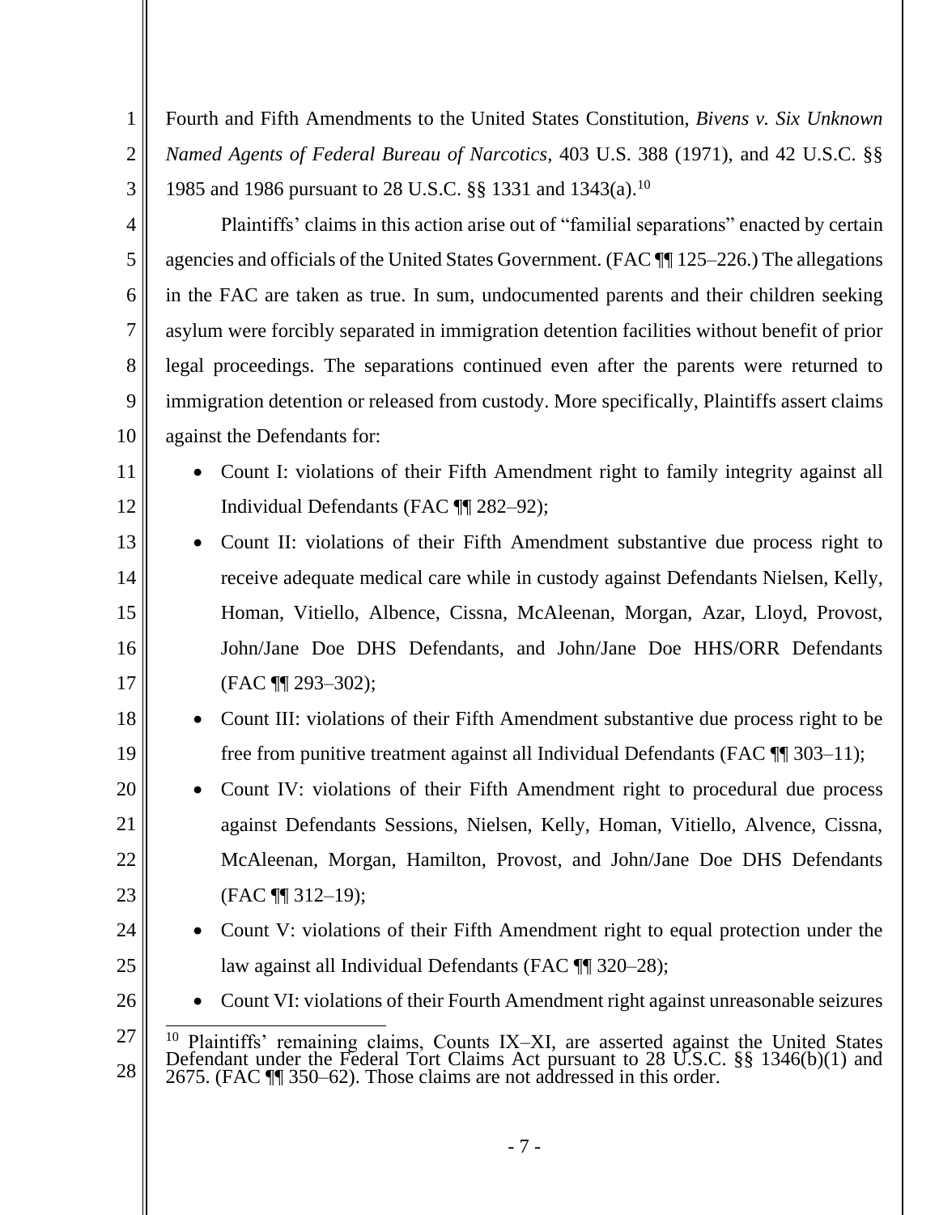Fourth and Fifth Amendments to the United States Constitution, *Bivens v. Six Unknown Named Agents of Federal Bureau of Narcotics*, 403 U.S. 388 (1971), and 42 U.S.C. §§ 1985 and 1986 pursuant to 28 U.S.C. §§ 1331 and 1343(a).[10]

Plaintiffs' claims in this action arise out of "familial separations" enacted by certain agencies and officials of the United States Government. (FAC ¶¶ 125–226.) The allegations in the FAC are taken as true. In sum, undocumented parents and their children seeking asylum were forcibly separated in immigration detention facilities without benefit of prior legal proceedings. The separations continued even after the parents were returned to immigration detention or released from custody. More specifically, Plaintiffs assert claims against the Defendants for:

- Count I: violations of their Fifth Amendment right to family integrity against all Individual Defendants (FAC ¶¶ 282–92);
- Count II: violations of their Fifth Amendment substantive due process right to receive adequate medical care while in custody against Defendants Nielsen, Kelly, Homan, Vitiello, Albence, Cissna, McAleenan, Morgan, Azar, Lloyd, Provost, John/Jane Doe DHS Defendants, and John/Jane Doe HHS/ORR Defendants (FAC ¶¶ 293–302);
- Count III: violations of their Fifth Amendment substantive due process right to be free from punitive treatment against all Individual Defendants (FAC ¶¶ 303–11);
- Count IV: violations of their Fifth Amendment right to procedural due process against Defendants Sessions, Nielsen, Kelly, Homan, Vitiello, Alvence, Cissna, McAleenan, Morgan, Hamilton, Provost, and John/Jane Doe DHS Defendants (FAC ¶¶ 312–19);
- Count V: violations of their Fifth Amendment right to equal protection under the law against all Individual Defendants (FAC ¶¶ 320–28);
- Count VI: violations of their Fourth Amendment right against unreasonable seizures

[10] Plaintiffs' remaining claims, Counts IX–XI, are asserted against the United States Defendant under the Federal Tort Claims Act pursuant to 28 U.S.C. §§ 1346(b)(1) and 2675. (FAC ¶¶ 350–62). Those claims are not addressed in this order.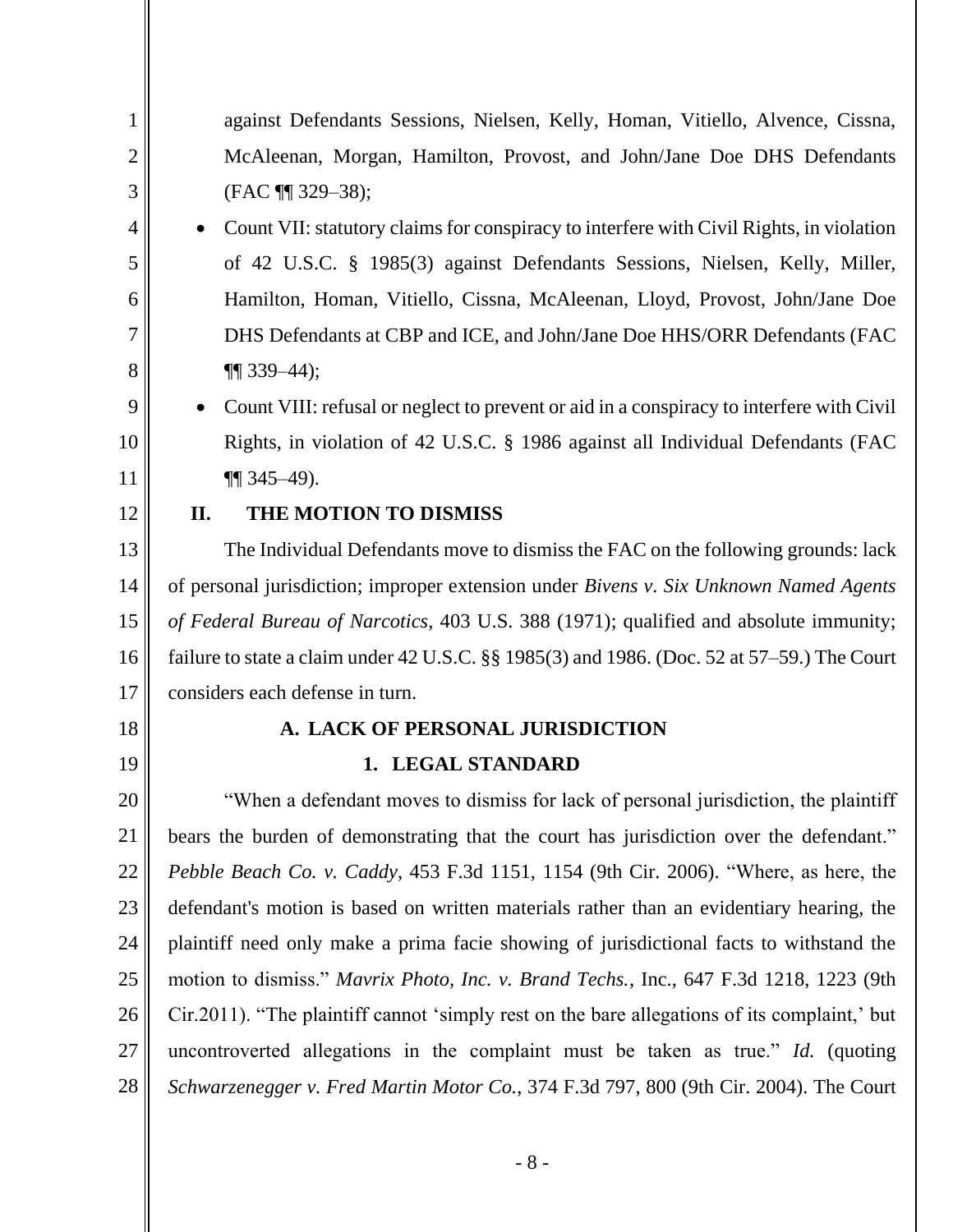against Defendants Sessions, Nielsen, Kelly, Homan, Vitiello, Alvence, Cissna, McAleenan, Morgan, Hamilton, Provost, and John/Jane Doe DHS Defendants (FAC ¶¶ 329–38);

- Count VII: statutory claims for conspiracy to interfere with Civil Rights, in violation of 42 U.S.C. § 1985(3) against Defendants Sessions, Nielsen, Kelly, Miller, Hamilton, Homan, Vitiello, Cissna, McAleenan, Lloyd, Provost, John/Jane Doe DHS Defendants at CBP and ICE, and John/Jane Doe HHS/ORR Defendants (FAC ¶¶ 339–44);
- Count VIII: refusal or neglect to prevent or aid in a conspiracy to interfere with Civil Rights, in violation of 42 U.S.C. § 1986 against all Individual Defendants (FAC ¶¶ 345–49).

## II. THE MOTION TO DISMISS

The Individual Defendants move to dismiss the FAC on the following grounds: lack of personal jurisdiction; improper extension under *Bivens v. Six Unknown Named Agents of Federal Bureau of Narcotics*, 403 U.S. 388 (1971); qualified and absolute immunity; failure to state a claim under 42 U.S.C. §§ 1985(3) and 1986. (Doc. 52 at 57–59.) The Court considers each defense in turn.

### A. LACK OF PERSONAL JURISDICTION

#### 1. LEGAL STANDARD

"When a defendant moves to dismiss for lack of personal jurisdiction, the plaintiff bears the burden of demonstrating that the court has jurisdiction over the defendant." *Pebble Beach Co. v. Caddy*, 453 F.3d 1151, 1154 (9th Cir. 2006). "Where, as here, the defendant's motion is based on written materials rather than an evidentiary hearing, the plaintiff need only make a prima facie showing of jurisdictional facts to withstand the motion to dismiss." *Mavrix Photo, Inc. v. Brand Techs.*, Inc., 647 F.3d 1218, 1223 (9th Cir.2011). "The plaintiff cannot 'simply rest on the bare allegations of its complaint,' but uncontroverted allegations in the complaint must be taken as true." *Id.* (quoting *Schwarzenegger v. Fred Martin Motor Co.*, 374 F.3d 797, 800 (9th Cir. 2004). The Court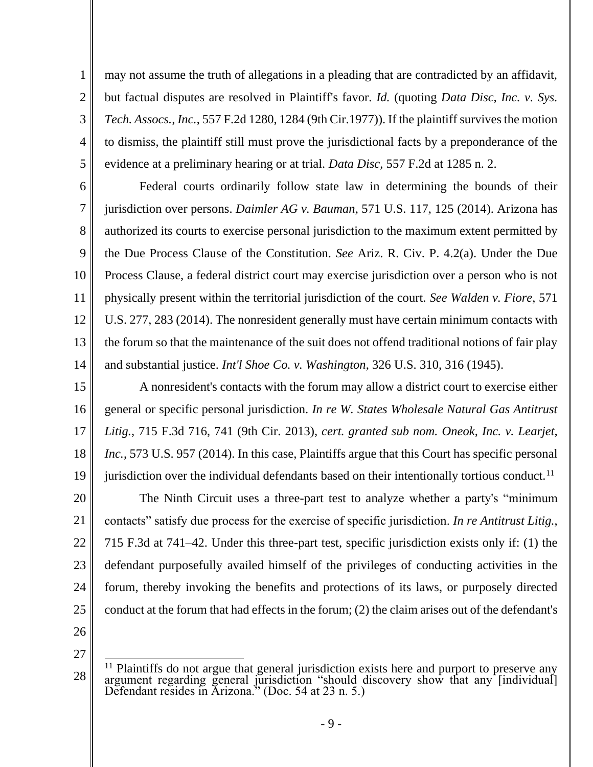may not assume the truth of allegations in a pleading that are contradicted by an affidavit, but factual disputes are resolved in Plaintiff's favor. *Id.* (quoting *Data Disc, Inc. v. Sys. Tech. Assocs., Inc.*, 557 F.2d 1280, 1284 (9th Cir.1977)). If the plaintiff survives the motion to dismiss, the plaintiff still must prove the jurisdictional facts by a preponderance of the evidence at a preliminary hearing or at trial. *Data Disc*, 557 F.2d at 1285 n. 2.

Federal courts ordinarily follow state law in determining the bounds of their jurisdiction over persons. *Daimler AG v. Bauman*, 571 U.S. 117, 125 (2014). Arizona has authorized its courts to exercise personal jurisdiction to the maximum extent permitted by the Due Process Clause of the Constitution. *See* Ariz. R. Civ. P. 4.2(a). Under the Due Process Clause, a federal district court may exercise jurisdiction over a person who is not physically present within the territorial jurisdiction of the court. *See Walden v. Fiore*, 571 U.S. 277, 283 (2014). The nonresident generally must have certain minimum contacts with the forum so that the maintenance of the suit does not offend traditional notions of fair play and substantial justice. *Int'l Shoe Co. v. Washington*, 326 U.S. 310, 316 (1945).

A nonresident's contacts with the forum may allow a district court to exercise either general or specific personal jurisdiction. *In re W. States Wholesale Natural Gas Antitrust Litig.*, 715 F.3d 716, 741 (9th Cir. 2013), *cert. granted sub nom. Oneok, Inc. v. Learjet, Inc.*, 573 U.S. 957 (2014). In this case, Plaintiffs argue that this Court has specific personal jurisdiction over the individual defendants based on their intentionally tortious conduct.[11]

The Ninth Circuit uses a three-part test to analyze whether a party's "minimum contacts" satisfy due process for the exercise of specific jurisdiction. *In re Antitrust Litig.*, 715 F.3d at 741–42. Under this three-part test, specific jurisdiction exists only if: (1) the defendant purposefully availed himself of the privileges of conducting activities in the forum, thereby invoking the benefits and protections of its laws, or purposely directed conduct at the forum that had effects in the forum; (2) the claim arises out of the defendant's

[11] Plaintiffs do not argue that general jurisdiction exists here and purport to preserve any argument regarding general jurisdiction "should discovery show that any [individual] Defendant resides in Arizona." (Doc. 54 at 23 n. 5.)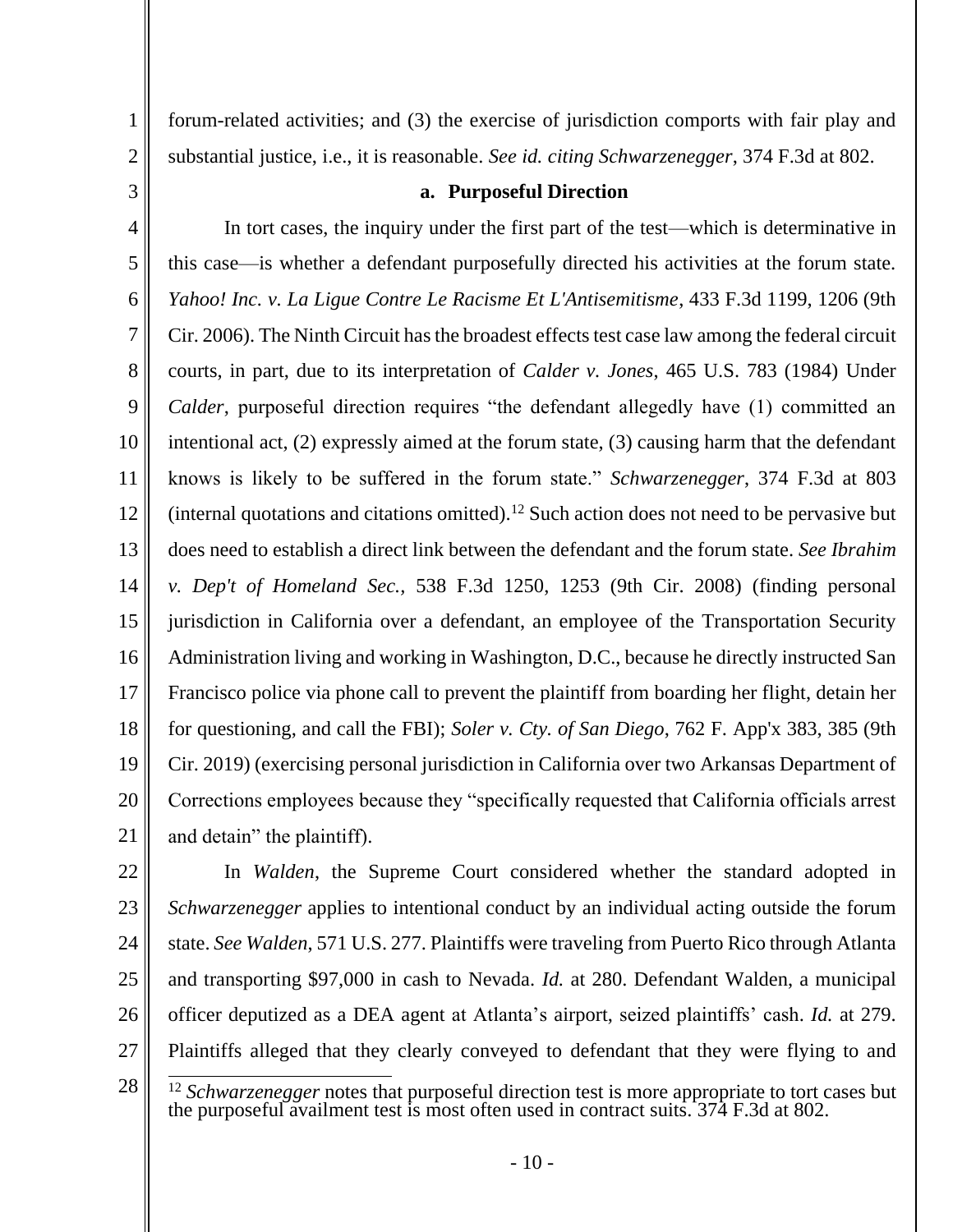forum-related activities; and (3) the exercise of jurisdiction comports with fair play and substantial justice, i.e., it is reasonable. *See id. citing Schwarzenegger*, 374 F.3d at 802.

**a. Purposeful Direction**

In tort cases, the inquiry under the first part of the test—which is determinative in this case—is whether a defendant purposefully directed his activities at the forum state. *Yahoo! Inc. v. La Ligue Contre Le Racisme Et L'Antisemitisme*, 433 F.3d 1199, 1206 (9th Cir. 2006). The Ninth Circuit has the broadest effects test case law among the federal circuit courts, in part, due to its interpretation of *Calder v. Jones*, 465 U.S. 783 (1984) Under *Calder*, purposeful direction requires "the defendant allegedly have (1) committed an intentional act, (2) expressly aimed at the forum state, (3) causing harm that the defendant knows is likely to be suffered in the forum state." *Schwarzenegger*, 374 F.3d at 803 (internal quotations and citations omitted).[12] Such action does not need to be pervasive but does need to establish a direct link between the defendant and the forum state. *See Ibrahim v. Dep't of Homeland Sec.*, 538 F.3d 1250, 1253 (9th Cir. 2008) (finding personal jurisdiction in California over a defendant, an employee of the Transportation Security Administration living and working in Washington, D.C., because he directly instructed San Francisco police via phone call to prevent the plaintiff from boarding her flight, detain her for questioning, and call the FBI); *Soler v. Cty. of San Diego*, 762 F. App'x 383, 385 (9th Cir. 2019) (exercising personal jurisdiction in California over two Arkansas Department of Corrections employees because they "specifically requested that California officials arrest and detain" the plaintiff).

In *Walden*, the Supreme Court considered whether the standard adopted in *Schwarzenegger* applies to intentional conduct by an individual acting outside the forum state. *See Walden*, 571 U.S. 277. Plaintiffs were traveling from Puerto Rico through Atlanta and transporting $97,000 in cash to Nevada. *Id.* at 280. Defendant Walden, a municipal officer deputized as a DEA agent at Atlanta's airport, seized plaintiffs' cash. *Id.* at 279. Plaintiffs alleged that they clearly conveyed to defendant that they were flying to and

[12] *Schwarzenegger* notes that purposeful direction test is more appropriate to tort cases but the purposeful availment test is most often used in contract suits. 374 F.3d at 802.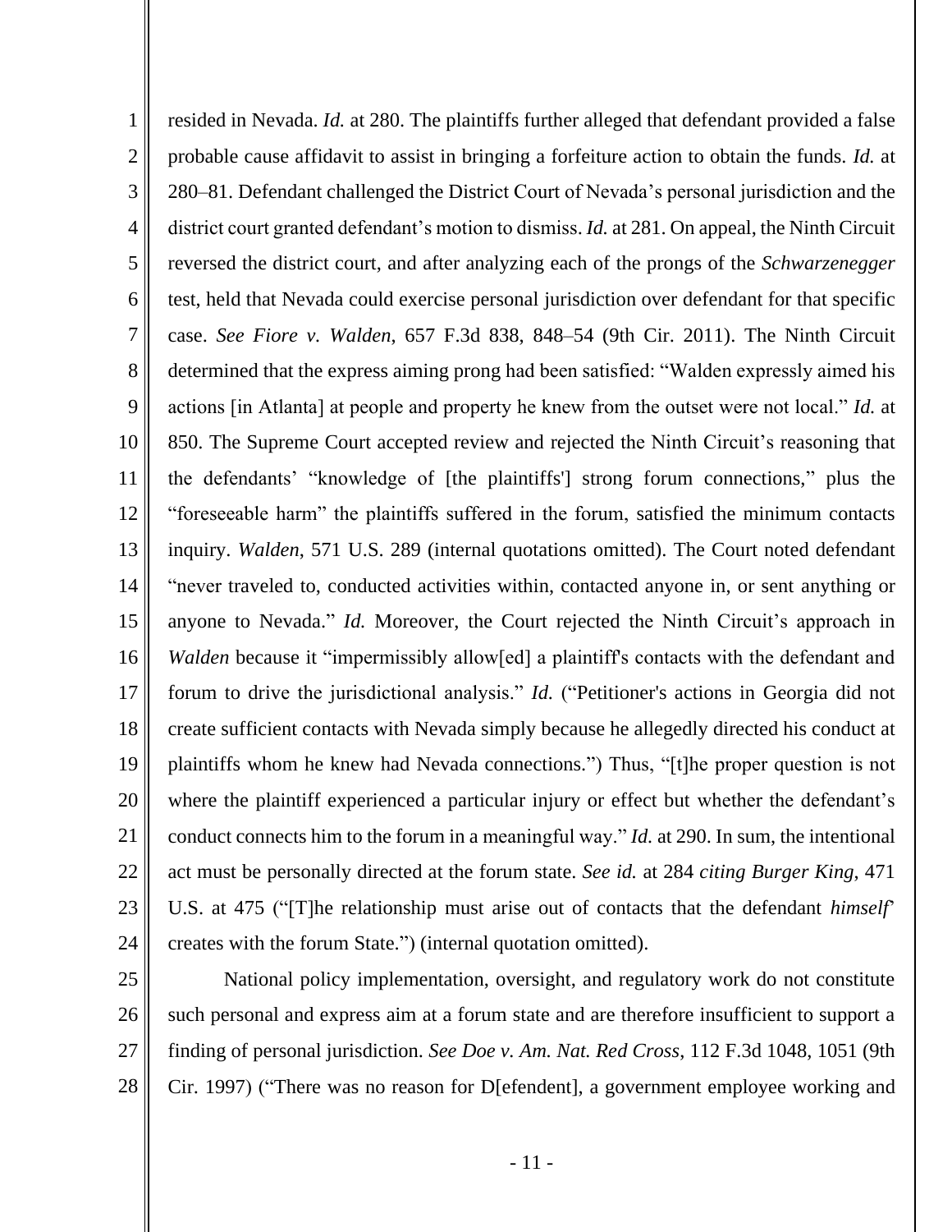resided in Nevada. *Id.* at 280. The plaintiffs further alleged that defendant provided a false probable cause affidavit to assist in bringing a forfeiture action to obtain the funds. *Id.* at 280–81. Defendant challenged the District Court of Nevada's personal jurisdiction and the district court granted defendant's motion to dismiss. *Id.* at 281. On appeal, the Ninth Circuit reversed the district court, and after analyzing each of the prongs of the *Schwarzenegger* test, held that Nevada could exercise personal jurisdiction over defendant for that specific case. *See Fiore v. Walden*, 657 F.3d 838, 848–54 (9th Cir. 2011). The Ninth Circuit determined that the express aiming prong had been satisfied: "Walden expressly aimed his actions [in Atlanta] at people and property he knew from the outset were not local." *Id.* at 850. The Supreme Court accepted review and rejected the Ninth Circuit's reasoning that the defendants' "knowledge of [the plaintiffs'] strong forum connections," plus the "foreseeable harm" the plaintiffs suffered in the forum, satisfied the minimum contacts inquiry. *Walden*, 571 U.S. 289 (internal quotations omitted). The Court noted defendant "never traveled to, conducted activities within, contacted anyone in, or sent anything or anyone to Nevada." *Id.* Moreover, the Court rejected the Ninth Circuit's approach in *Walden* because it "impermissibly allow[ed] a plaintiff's contacts with the defendant and forum to drive the jurisdictional analysis." *Id.* ("Petitioner's actions in Georgia did not create sufficient contacts with Nevada simply because he allegedly directed his conduct at plaintiffs whom he knew had Nevada connections.") Thus, "[t]he proper question is not where the plaintiff experienced a particular injury or effect but whether the defendant's conduct connects him to the forum in a meaningful way." *Id.* at 290. In sum, the intentional act must be personally directed at the forum state. *See id.* at 284 *citing Burger King*, 471 U.S. at 475 ("[T]he relationship must arise out of contacts that the defendant *himself*' creates with the forum State.") (internal quotation omitted).

National policy implementation, oversight, and regulatory work do not constitute such personal and express aim at a forum state and are therefore insufficient to support a finding of personal jurisdiction. *See Doe v. Am. Nat. Red Cross*, 112 F.3d 1048, 1051 (9th Cir. 1997) ("There was no reason for D[efendent], a government employee working and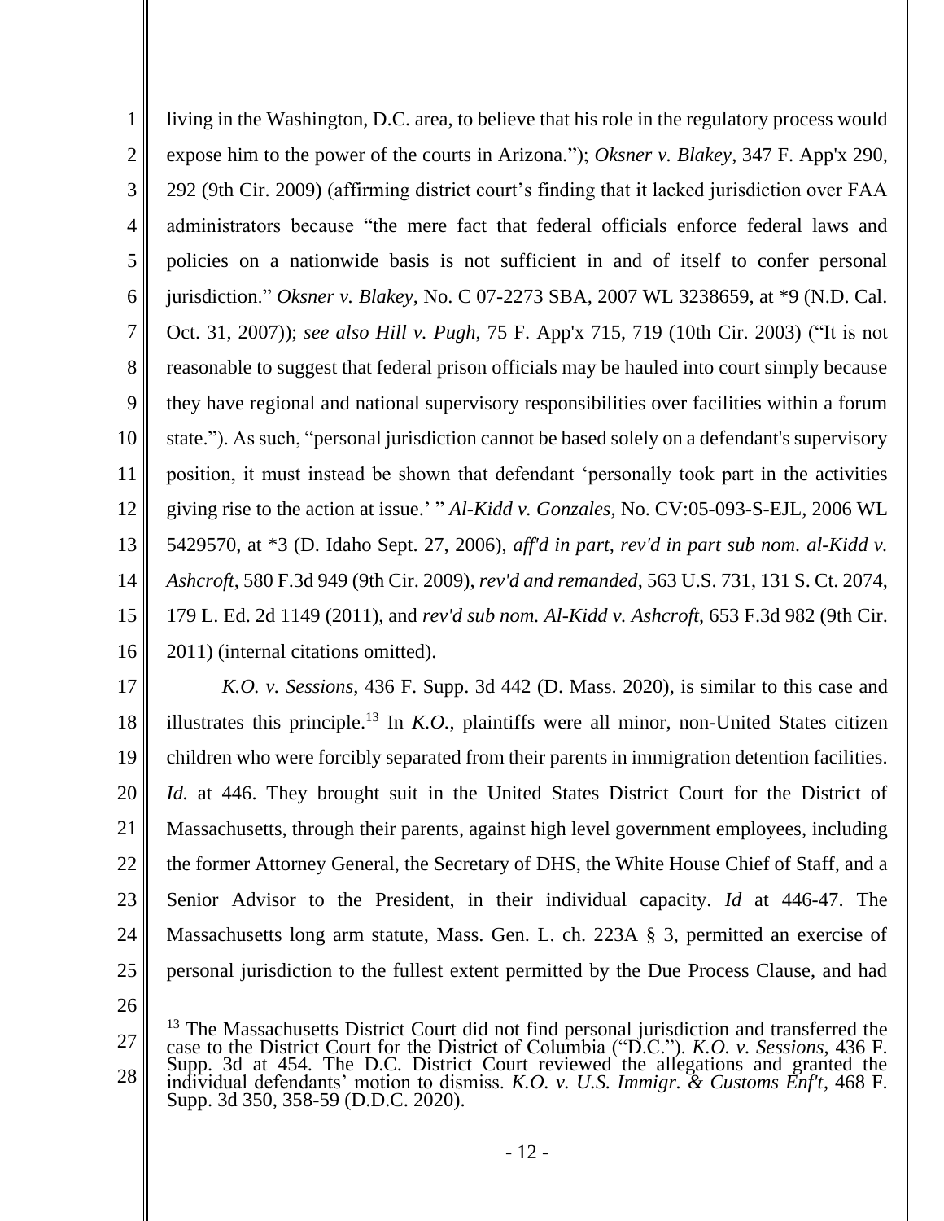living in the Washington, D.C. area, to believe that his role in the regulatory process would expose him to the power of the courts in Arizona."); *Oksner v. Blakey*, 347 F. App'x 290, 292 (9th Cir. 2009) (affirming district court's finding that it lacked jurisdiction over FAA administrators because "the mere fact that federal officials enforce federal laws and policies on a nationwide basis is not sufficient in and of itself to confer personal jurisdiction." *Oksner v. Blakey*, No. C 07-2273 SBA, 2007 WL 3238659, at *9 (N.D. Cal. Oct. 31, 2007)); *see also Hill v. Pugh*, 75 F. App'x 715, 719 (10th Cir. 2003) ("It is not reasonable to suggest that federal prison officials may be hauled into court simply because they have regional and national supervisory responsibilities over facilities within a forum state."). As such, "personal jurisdiction cannot be based solely on a defendant's supervisory position, it must instead be shown that defendant 'personally took part in the activities giving rise to the action at issue.' " *Al-Kidd v. Gonzales*, No. CV:05-093-S-EJL, 2006 WL 5429570, at *3 (D. Idaho Sept. 27, 2006), *aff'd in part, rev'd in part sub nom. al-Kidd v. Ashcroft*, 580 F.3d 949 (9th Cir. 2009), *rev'd and remanded*, 563 U.S. 731, 131 S. Ct. 2074, 179 L. Ed. 2d 1149 (2011), and *rev'd sub nom. Al-Kidd v. Ashcroft*, 653 F.3d 982 (9th Cir. 2011) (internal citations omitted).

*K.O. v. Sessions*, 436 F. Supp. 3d 442 (D. Mass. 2020), is similar to this case and illustrates this principle.[13] In *K.O.*, plaintiffs were all minor, non-United States citizen children who were forcibly separated from their parents in immigration detention facilities. *Id.* at 446. They brought suit in the United States District Court for the District of Massachusetts, through their parents, against high level government employees, including the former Attorney General, the Secretary of DHS, the White House Chief of Staff, and a Senior Advisor to the President, in their individual capacity. *Id* at 446-47. The Massachusetts long arm statute, Mass. Gen. L. ch. 223A § 3, permitted an exercise of personal jurisdiction to the fullest extent permitted by the Due Process Clause, and had

[13] The Massachusetts District Court did not find personal jurisdiction and transferred the case to the District Court for the District of Columbia ("D.C."). *K.O. v. Sessions*, 436 F. Supp. 3d at 454. The D.C. District Court reviewed the allegations and granted the individual defendants' motion to dismiss. *K.O. v. U.S. Immigr. & Customs Enf't*, 468 F. Supp. 3d 350, 358-59 (D.D.C. 2020).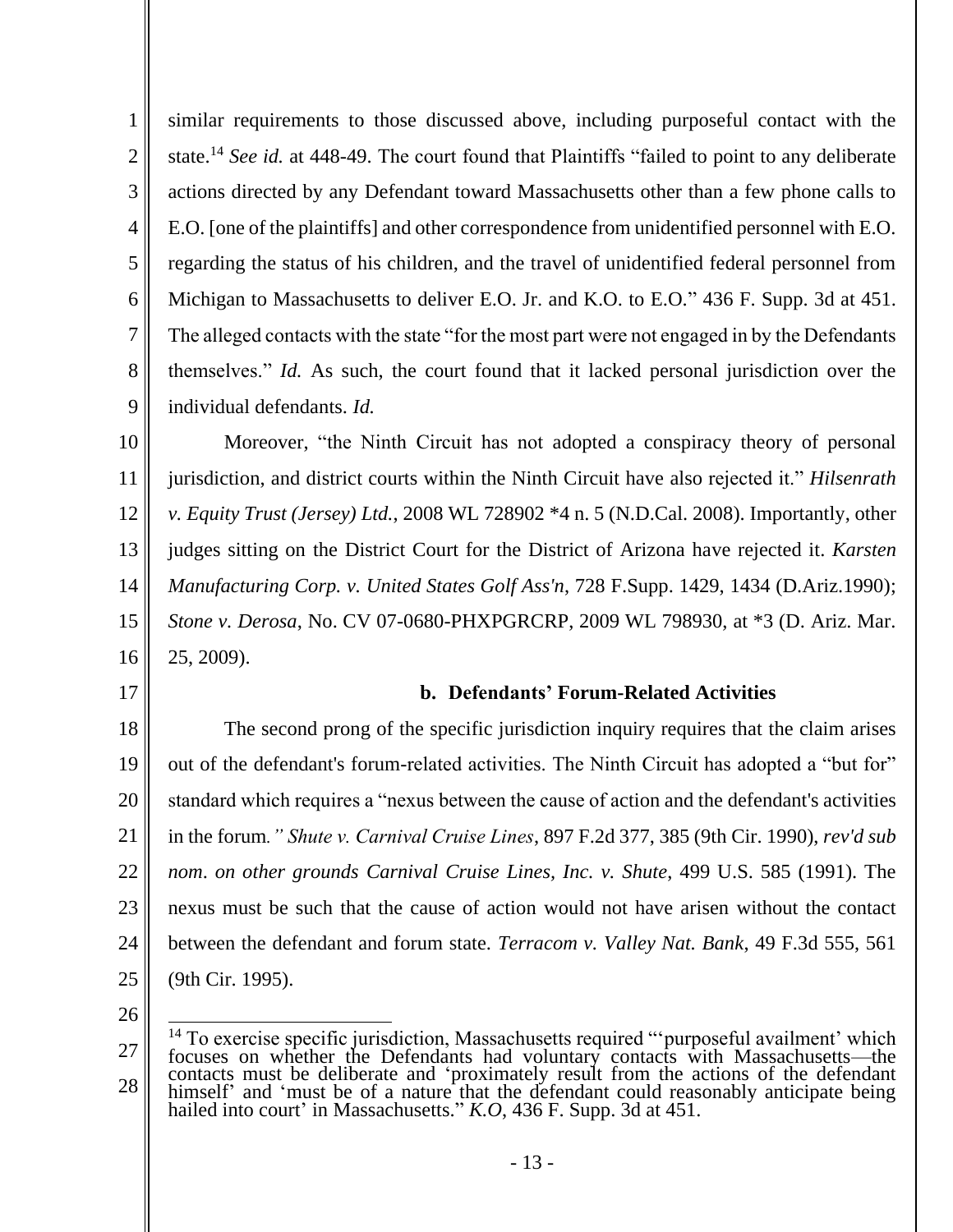similar requirements to those discussed above, including purposeful contact with the state.[14] *See id.* at 448-49. The court found that Plaintiffs "failed to point to any deliberate actions directed by any Defendant toward Massachusetts other than a few phone calls to E.O. [one of the plaintiffs] and other correspondence from unidentified personnel with E.O. regarding the status of his children, and the travel of unidentified federal personnel from Michigan to Massachusetts to deliver E.O. Jr. and K.O. to E.O." 436 F. Supp. 3d at 451. The alleged contacts with the state "for the most part were not engaged in by the Defendants themselves." *Id.* As such, the court found that it lacked personal jurisdiction over the individual defendants. *Id.*

Moreover, "the Ninth Circuit has not adopted a conspiracy theory of personal jurisdiction, and district courts within the Ninth Circuit have also rejected it." *Hilsenrath v. Equity Trust (Jersey) Ltd.*, 2008 WL 728902 *4 n. 5 (N.D.Cal. 2008). Importantly, other judges sitting on the District Court for the District of Arizona have rejected it. *Karsten Manufacturing Corp. v. United States Golf Ass'n*, 728 F.Supp. 1429, 1434 (D.Ariz.1990); *Stone v. Derosa*, No. CV 07-0680-PHXPGRCRP, 2009 WL 798930, at *3 (D. Ariz. Mar. 25, 2009).

**b. Defendants' Forum-Related Activities**

The second prong of the specific jurisdiction inquiry requires that the claim arises out of the defendant's forum-related activities. The Ninth Circuit has adopted a "but for" standard which requires a "nexus between the cause of action and the defendant's activities in the forum." *Shute v. Carnival Cruise Lines*, 897 F.2d 377, 385 (9th Cir. 1990), *rev'd sub nom. on other grounds Carnival Cruise Lines, Inc. v. Shute*, 499 U.S. 585 (1991). The nexus must be such that the cause of action would not have arisen without the contact between the defendant and forum state. *Terracom v. Valley Nat. Bank*, 49 F.3d 555, 561 (9th Cir. 1995).

---

[14] To exercise specific jurisdiction, Massachusetts required "'purposeful availment' which focuses on whether the Defendants had voluntary contacts with Massachusetts—the contacts must be deliberate and 'proximately result from the actions of the defendant himself' and 'must be of a nature that the defendant could reasonably anticipate being hailed into court' in Massachusetts." *K.O*, 436 F. Supp. 3d at 451.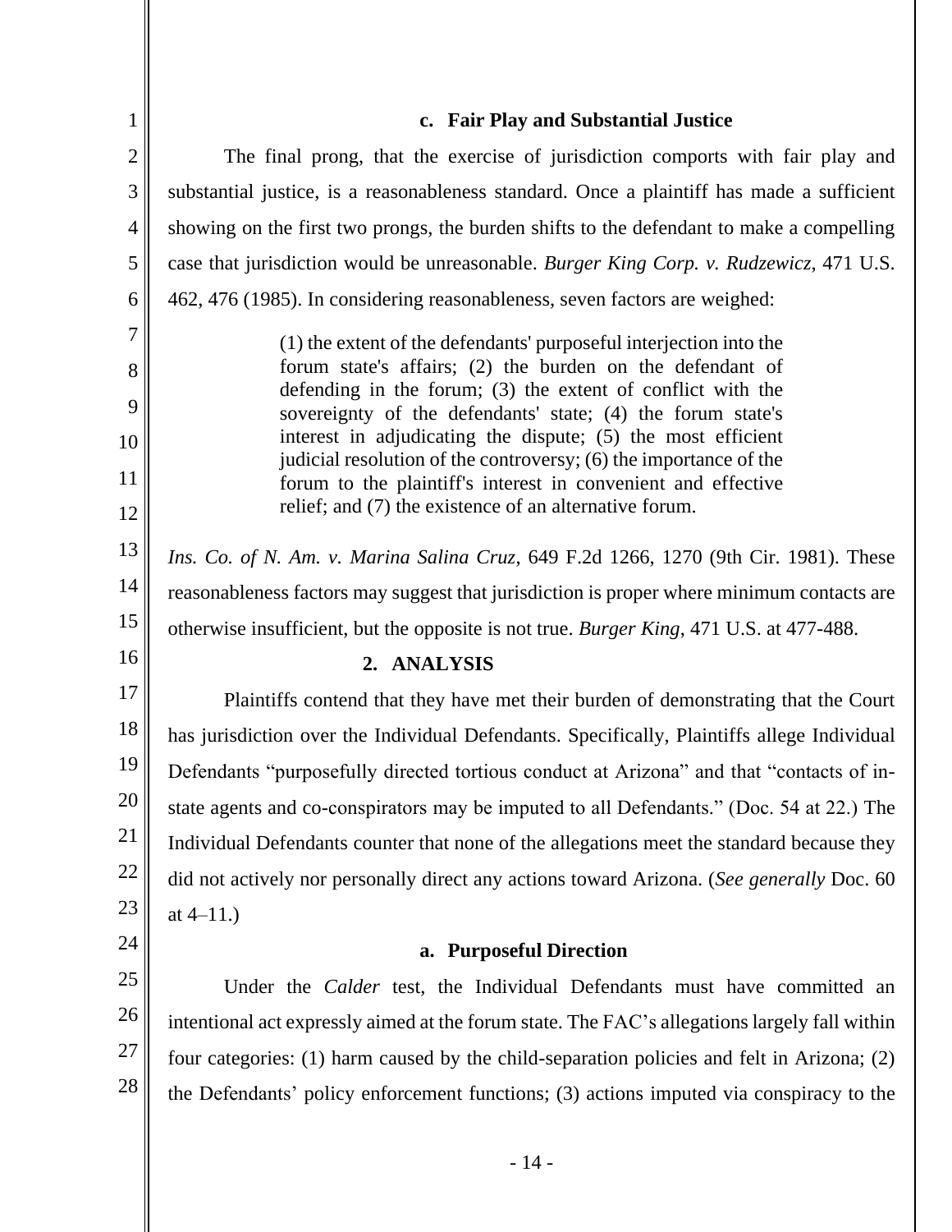#### c. Fair Play and Substantial Justice

The final prong, that the exercise of jurisdiction comports with fair play and substantial justice, is a reasonableness standard. Once a plaintiff has made a sufficient showing on the first two prongs, the burden shifts to the defendant to make a compelling case that jurisdiction would be unreasonable. *Burger King Corp. v. Rudzewicz*, 471 U.S. 462, 476 (1985). In considering reasonableness, seven factors are weighed:

> (1) the extent of the defendants' purposeful interjection into the forum state's affairs; (2) the burden on the defendant of defending in the forum; (3) the extent of conflict with the sovereignty of the defendants' state; (4) the forum state's interest in adjudicating the dispute; (5) the most efficient judicial resolution of the controversy; (6) the importance of the forum to the plaintiff's interest in convenient and effective relief; and (7) the existence of an alternative forum.

*Ins. Co. of N. Am. v. Marina Salina Cruz*, 649 F.2d 1266, 1270 (9th Cir. 1981). These reasonableness factors may suggest that jurisdiction is proper where minimum contacts are otherwise insufficient, but the opposite is not true. *Burger King*, 471 U.S. at 477-488.

### 2. ANALYSIS

Plaintiffs contend that they have met their burden of demonstrating that the Court has jurisdiction over the Individual Defendants. Specifically, Plaintiffs allege Individual Defendants "purposefully directed tortious conduct at Arizona" and that "contacts of in-state agents and co-conspirators may be imputed to all Defendants." (Doc. 54 at 22.) The Individual Defendants counter that none of the allegations meet the standard because they did not actively nor personally direct any actions toward Arizona. (*See generally* Doc. 60 at 4–11.)

#### a. Purposeful Direction

Under the *Calder* test, the Individual Defendants must have committed an intentional act expressly aimed at the forum state. The FAC's allegations largely fall within four categories: (1) harm caused by the child-separation policies and felt in Arizona; (2) the Defendants' policy enforcement functions; (3) actions imputed via conspiracy to the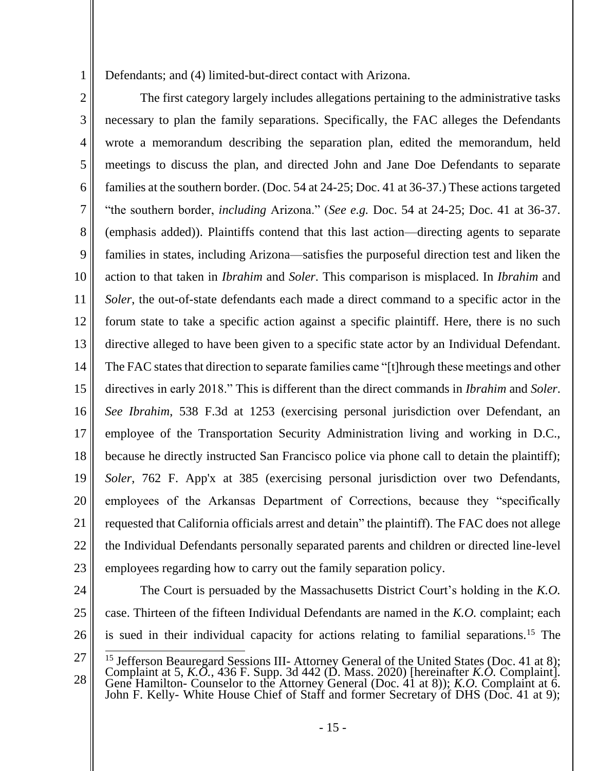Defendants; and (4) limited-but-direct contact with Arizona.

The first category largely includes allegations pertaining to the administrative tasks necessary to plan the family separations. Specifically, the FAC alleges the Defendants wrote a memorandum describing the separation plan, edited the memorandum, held meetings to discuss the plan, and directed John and Jane Doe Defendants to separate families at the southern border. (Doc. 54 at 24-25; Doc. 41 at 36-37.) These actions targeted "the southern border, *including* Arizona." (*See e.g.* Doc. 54 at 24-25; Doc. 41 at 36-37. (emphasis added)). Plaintiffs contend that this last action—directing agents to separate families in states, including Arizona—satisfies the purposeful direction test and liken the action to that taken in *Ibrahim* and *Soler*. This comparison is misplaced. In *Ibrahim* and *Soler*, the out-of-state defendants each made a direct command to a specific actor in the forum state to take a specific action against a specific plaintiff. Here, there is no such directive alleged to have been given to a specific state actor by an Individual Defendant. The FAC states that direction to separate families came "[t]hrough these meetings and other directives in early 2018." This is different than the direct commands in *Ibrahim* and *Soler*. *See Ibrahim*, 538 F.3d at 1253 (exercising personal jurisdiction over Defendant, an employee of the Transportation Security Administration living and working in D.C., because he directly instructed San Francisco police via phone call to detain the plaintiff); *Soler*, 762 F. App'x at 385 (exercising personal jurisdiction over two Defendants, employees of the Arkansas Department of Corrections, because they "specifically requested that California officials arrest and detain" the plaintiff). The FAC does not allege the Individual Defendants personally separated parents and children or directed line-level employees regarding how to carry out the family separation policy.

The Court is persuaded by the Massachusetts District Court's holding in the *K.O.* case. Thirteen of the fifteen Individual Defendants are named in the *K.O.* complaint; each is sued in their individual capacity for actions relating to familial separations.[15] The

[15] Jefferson Beauregard Sessions III- Attorney General of the United States (Doc. 41 at 8); Complaint at 5, *K.O.*, 436 F. Supp. 3d 442 (D. Mass. 2020) [hereinafter *K.O.* Complaint]. Gene Hamilton- Counselor to the Attorney General (Doc. 41 at 8)); *K.O.* Complaint at 6. John F. Kelly- White House Chief of Staff and former Secretary of DHS (Doc. 41 at 9);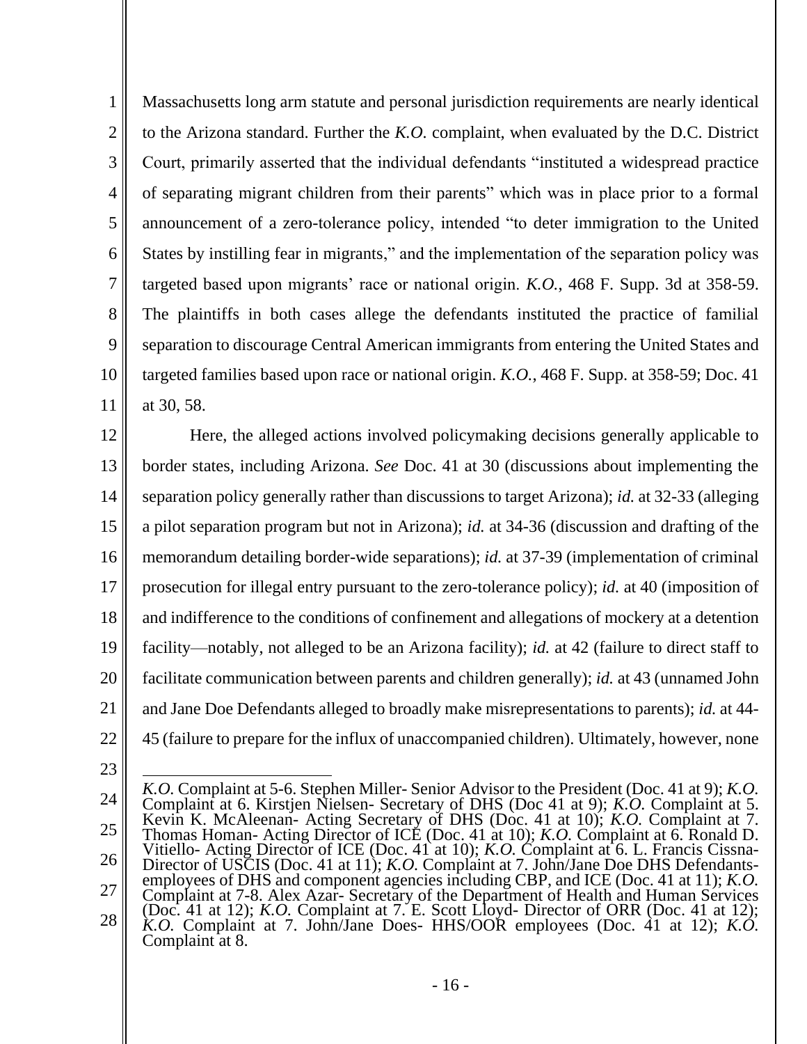Massachusetts long arm statute and personal jurisdiction requirements are nearly identical to the Arizona standard. Further the *K.O.* complaint, when evaluated by the D.C. District Court, primarily asserted that the individual defendants "instituted a widespread practice of separating migrant children from their parents" which was in place prior to a formal announcement of a zero-tolerance policy, intended "to deter immigration to the United States by instilling fear in migrants," and the implementation of the separation policy was targeted based upon migrants' race or national origin. *K.O.*, 468 F. Supp. 3d at 358-59. The plaintiffs in both cases allege the defendants instituted the practice of familial separation to discourage Central American immigrants from entering the United States and targeted families based upon race or national origin. *K.O.*, 468 F. Supp. at 358-59; Doc. 41 at 30, 58.

Here, the alleged actions involved policymaking decisions generally applicable to border states, including Arizona. *See* Doc. 41 at 30 (discussions about implementing the separation policy generally rather than discussions to target Arizona); *id.* at 32-33 (alleging a pilot separation program but not in Arizona); *id.* at 34-36 (discussion and drafting of the memorandum detailing border-wide separations); *id.* at 37-39 (implementation of criminal prosecution for illegal entry pursuant to the zero-tolerance policy); *id.* at 40 (imposition of and indifference to the conditions of confinement and allegations of mockery at a detention facility—notably, not alleged to be an Arizona facility); *id.* at 42 (failure to direct staff to facilitate communication between parents and children generally); *id.* at 43 (unnamed John and Jane Doe Defendants alleged to broadly make misrepresentations to parents); *id.* at 44-45 (failure to prepare for the influx of unaccompanied children). Ultimately, however, none

---

*K.O.* Complaint at 5-6. Stephen Miller- Senior Advisor to the President (Doc. 41 at 9); *K.O.* Complaint at 6. Kirstjen Nielsen- Secretary of DHS (Doc 41 at 9); *K.O.* Complaint at 5. Kevin K. McAleenan- Acting Secretary of DHS (Doc. 41 at 10); *K.O.* Complaint at 7. Thomas Homan- Acting Director of ICE (Doc. 41 at 10); *K.O.* Complaint at 6. Ronald D. Vitiello- Acting Director of ICE (Doc. 41 at 10); *K.O.* Complaint at 6. L. Francis Cissna- Director of USCIS (Doc. 41 at 11); *K.O.* Complaint at 7. John/Jane Doe DHS Defendants- employees of DHS and component agencies including CBP, and ICE (Doc. 41 at 11); *K.O.* Complaint at 7-8. Alex Azar- Secretary of the Department of Health and Human Services (Doc. 41 at 12); *K.O.* Complaint at 7. E. Scott Lloyd- Director of ORR (Doc. 41 at 12); *K.O.* Complaint at 7. John/Jane Does- HHS/OOR employees (Doc. 41 at 12); *K.O.* Complaint at 8.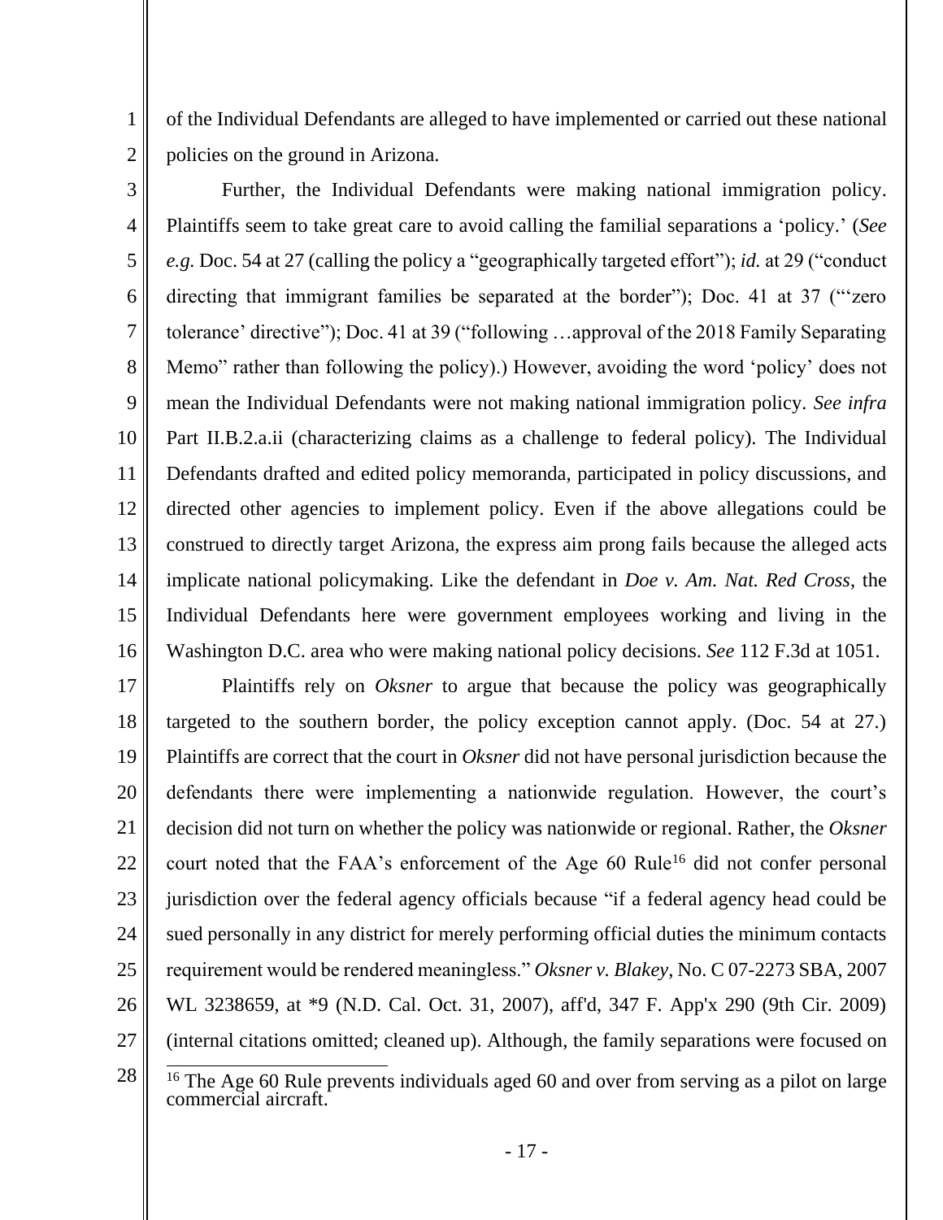of the Individual Defendants are alleged to have implemented or carried out these national policies on the ground in Arizona.

Further, the Individual Defendants were making national immigration policy. Plaintiffs seem to take great care to avoid calling the familial separations a 'policy.' (*See e.g.* Doc. 54 at 27 (calling the policy a "geographically targeted effort"); *id.* at 29 ("conduct directing that immigrant families be separated at the border"); Doc. 41 at 37 ("'zero tolerance' directive"); Doc. 41 at 39 ("following …approval of the 2018 Family Separating Memo" rather than following the policy).) However, avoiding the word 'policy' does not mean the Individual Defendants were not making national immigration policy. *See infra* Part II.B.2.a.ii (characterizing claims as a challenge to federal policy). The Individual Defendants drafted and edited policy memoranda, participated in policy discussions, and directed other agencies to implement policy. Even if the above allegations could be construed to directly target Arizona, the express aim prong fails because the alleged acts implicate national policymaking. Like the defendant in *Doe v. Am. Nat. Red Cross*, the Individual Defendants here were government employees working and living in the Washington D.C. area who were making national policy decisions. *See* 112 F.3d at 1051.

Plaintiffs rely on *Oksner* to argue that because the policy was geographically targeted to the southern border, the policy exception cannot apply. (Doc. 54 at 27.) Plaintiffs are correct that the court in *Oksner* did not have personal jurisdiction because the defendants there were implementing a nationwide regulation. However, the court's decision did not turn on whether the policy was nationwide or regional. Rather, the *Oksner* court noted that the FAA's enforcement of the Age 60 Rule[16] did not confer personal jurisdiction over the federal agency officials because "if a federal agency head could be sued personally in any district for merely performing official duties the minimum contacts requirement would be rendered meaningless." *Oksner v. Blakey*, No. C 07-2273 SBA, 2007 WL 3238659, at \*9 (N.D. Cal. Oct. 31, 2007), aff'd, 347 F. App'x 290 (9th Cir. 2009) (internal citations omitted; cleaned up). Although, the family separations were focused on

[16] The Age 60 Rule prevents individuals aged 60 and over from serving as a pilot on large commercial aircraft.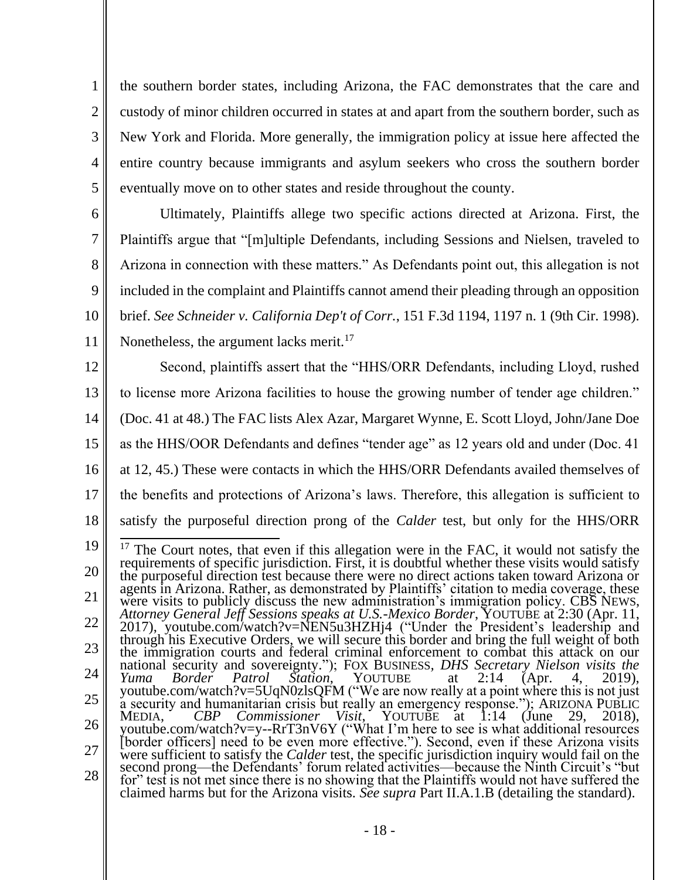the southern border states, including Arizona, the FAC demonstrates that the care and custody of minor children occurred in states at and apart from the southern border, such as New York and Florida. More generally, the immigration policy at issue here affected the entire country because immigrants and asylum seekers who cross the southern border eventually move on to other states and reside throughout the county.

Ultimately, Plaintiffs allege two specific actions directed at Arizona. First, the Plaintiffs argue that "[m]ultiple Defendants, including Sessions and Nielsen, traveled to Arizona in connection with these matters." As Defendants point out, this allegation is not included in the complaint and Plaintiffs cannot amend their pleading through an opposition brief. *See Schneider v. California Dep't of Corr.*, 151 F.3d 1194, 1197 n. 1 (9th Cir. 1998). Nonetheless, the argument lacks merit.[17]

Second, plaintiffs assert that the "HHS/ORR Defendants, including Lloyd, rushed to license more Arizona facilities to house the growing number of tender age children." (Doc. 41 at 48.) The FAC lists Alex Azar, Margaret Wynne, E. Scott Lloyd, John/Jane Doe as the HHS/OOR Defendants and defines "tender age" as 12 years old and under (Doc. 41 at 12, 45.) These were contacts in which the HHS/ORR Defendants availed themselves of the benefits and protections of Arizona's laws. Therefore, this allegation is sufficient to satisfy the purposeful direction prong of the *Calder* test, but only for the HHS/ORR

---

[17] The Court notes, that even if this allegation were in the FAC, it would not satisfy the requirements of specific jurisdiction. First, it is doubtful whether these visits would satisfy the purposeful direction test because there were no direct actions taken toward Arizona or agents in Arizona. Rather, as demonstrated by Plaintiffs' citation to media coverage, these were visits to publicly discuss the new administration's immigration policy. CBS NEWS, *Attorney General Jeff Sessions speaks at U.S.-Mexico Border*, YOUTUBE at 2:30 (Apr. 11, 2017), youtube.com/watch?v=NEN5u3HZHj4 ("Under the President's leadership and through his Executive Orders, we will secure this border and bring the full weight of both the immigration courts and federal criminal enforcement to combat this attack on our national security and sovereignty."); FOX BUSINESS, *DHS Secretary Nielson visits the Yuma Border Patrol Station*, YOUTUBE at 2:14 (Apr. 4, 2019), youtube.com/watch?v=5UqN0zlsQFM ("We are now really at a point where this is not just a security and humanitarian crisis but really an emergency response."); ARIZONA PUBLIC MEDIA, *CBP Commissioner Visit*, YOUTUBE at 1:14 (June 29, 2018), youtube.com/watch?v=y--RrT3nV6Y ("What I'm here to see is what additional resources [border officers] need to be even more effective."). Second, even if these Arizona visits were sufficient to satisfy the *Calder* test, the specific jurisdiction inquiry would fail on the second prong—the Defendants' forum related activities—because the Ninth Circuit's "but for" test is not met since there is no showing that the Plaintiffs would not have suffered the claimed harms but for the Arizona visits. *See supra* Part II.A.1.B (detailing the standard).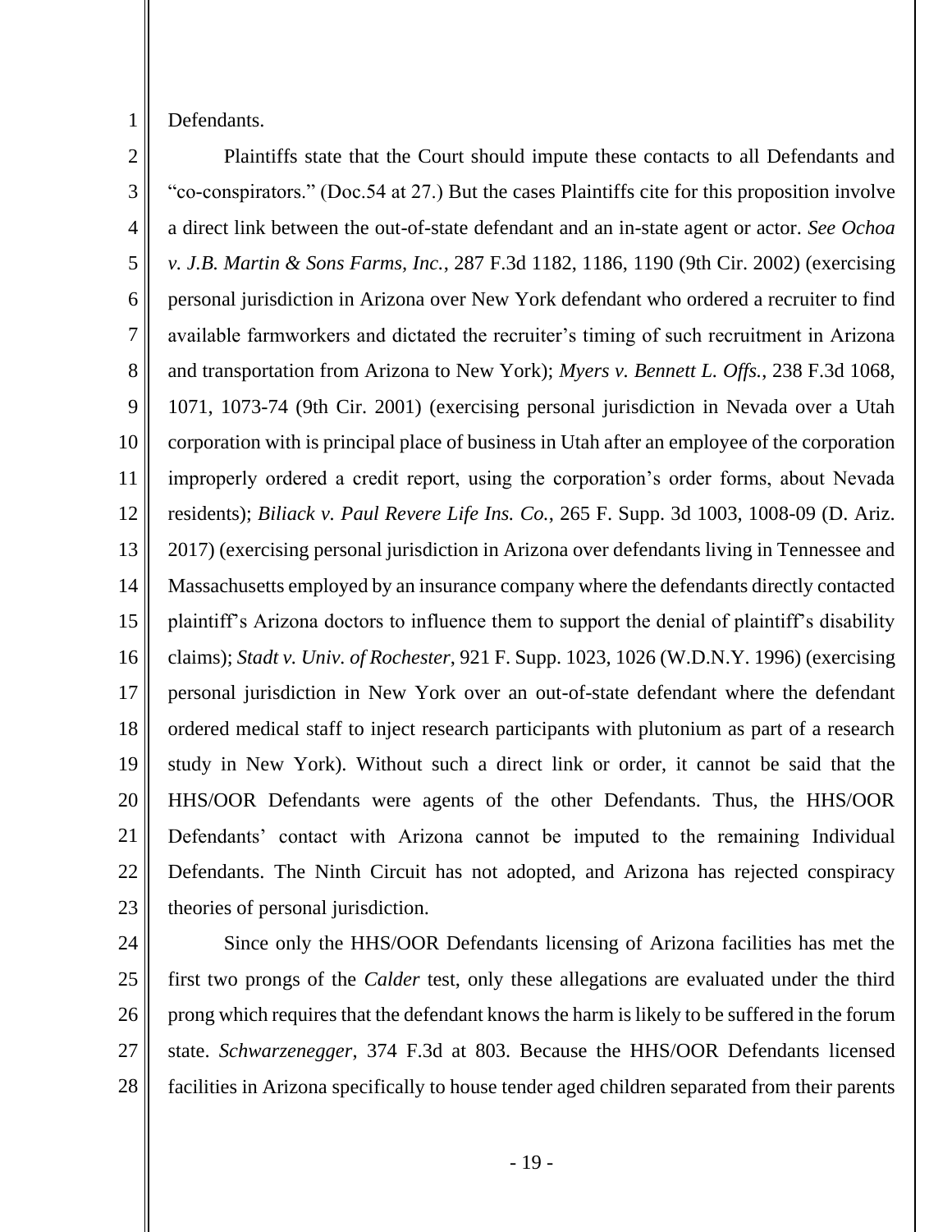Defendants.

Plaintiffs state that the Court should impute these contacts to all Defendants and "co-conspirators." (Doc.54 at 27.) But the cases Plaintiffs cite for this proposition involve a direct link between the out-of-state defendant and an in-state agent or actor. *See Ochoa v. J.B. Martin & Sons Farms, Inc.*, 287 F.3d 1182, 1186, 1190 (9th Cir. 2002) (exercising personal jurisdiction in Arizona over New York defendant who ordered a recruiter to find available farmworkers and dictated the recruiter's timing of such recruitment in Arizona and transportation from Arizona to New York); *Myers v. Bennett L. Offs.*, 238 F.3d 1068, 1071, 1073-74 (9th Cir. 2001) (exercising personal jurisdiction in Nevada over a Utah corporation with is principal place of business in Utah after an employee of the corporation improperly ordered a credit report, using the corporation's order forms, about Nevada residents); *Biliack v. Paul Revere Life Ins. Co.*, 265 F. Supp. 3d 1003, 1008-09 (D. Ariz. 2017) (exercising personal jurisdiction in Arizona over defendants living in Tennessee and Massachusetts employed by an insurance company where the defendants directly contacted plaintiff's Arizona doctors to influence them to support the denial of plaintiff's disability claims); *Stadt v. Univ. of Rochester*, 921 F. Supp. 1023, 1026 (W.D.N.Y. 1996) (exercising personal jurisdiction in New York over an out-of-state defendant where the defendant ordered medical staff to inject research participants with plutonium as part of a research study in New York). Without such a direct link or order, it cannot be said that the HHS/OOR Defendants were agents of the other Defendants. Thus, the HHS/OOR Defendants' contact with Arizona cannot be imputed to the remaining Individual Defendants. The Ninth Circuit has not adopted, and Arizona has rejected conspiracy theories of personal jurisdiction.

Since only the HHS/OOR Defendants licensing of Arizona facilities has met the first two prongs of the *Calder* test, only these allegations are evaluated under the third prong which requires that the defendant knows the harm is likely to be suffered in the forum state. *Schwarzenegger*, 374 F.3d at 803. Because the HHS/OOR Defendants licensed facilities in Arizona specifically to house tender aged children separated from their parents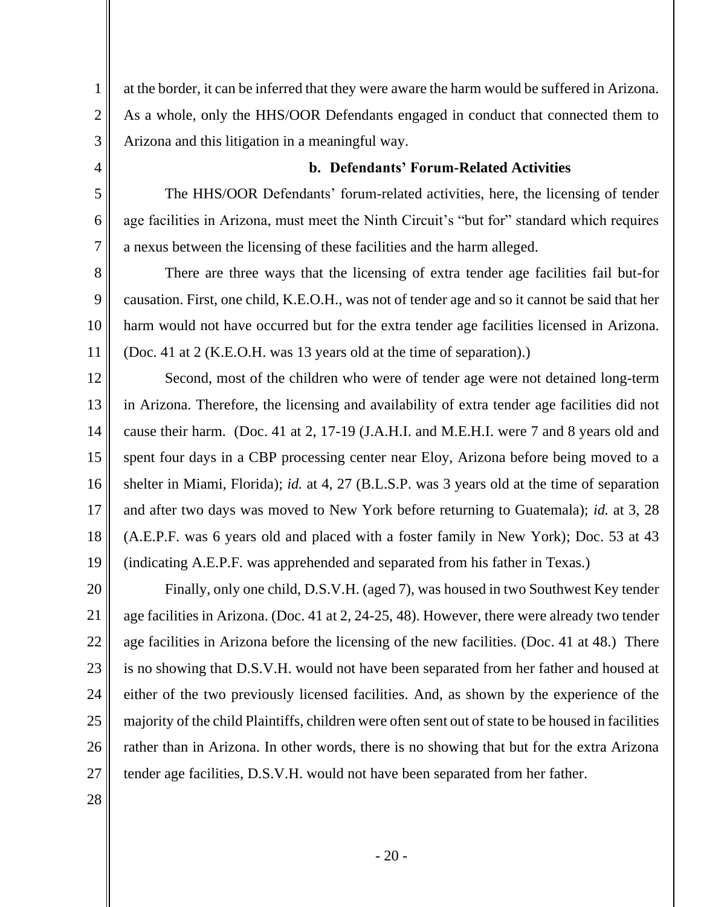at the border, it can be inferred that they were aware the harm would be suffered in Arizona. As a whole, only the HHS/OOR Defendants engaged in conduct that connected them to Arizona and this litigation in a meaningful way.

**b. Defendants' Forum-Related Activities**

The HHS/OOR Defendants' forum-related activities, here, the licensing of tender age facilities in Arizona, must meet the Ninth Circuit's "but for" standard which requires a nexus between the licensing of these facilities and the harm alleged.

There are three ways that the licensing of extra tender age facilities fail but-for causation. First, one child, K.E.O.H., was not of tender age and so it cannot be said that her harm would not have occurred but for the extra tender age facilities licensed in Arizona. (Doc. 41 at 2 (K.E.O.H. was 13 years old at the time of separation).)

Second, most of the children who were of tender age were not detained long-term in Arizona. Therefore, the licensing and availability of extra tender age facilities did not cause their harm. (Doc. 41 at 2, 17-19 (J.A.H.I. and M.E.H.I. were 7 and 8 years old and spent four days in a CBP processing center near Eloy, Arizona before being moved to a shelter in Miami, Florida); *id.* at 4, 27 (B.L.S.P. was 3 years old at the time of separation and after two days was moved to New York before returning to Guatemala); *id.* at 3, 28 (A.E.P.F. was 6 years old and placed with a foster family in New York); Doc. 53 at 43 (indicating A.E.P.F. was apprehended and separated from his father in Texas.)

Finally, only one child, D.S.V.H. (aged 7), was housed in two Southwest Key tender age facilities in Arizona. (Doc. 41 at 2, 24-25, 48). However, there were already two tender age facilities in Arizona before the licensing of the new facilities. (Doc. 41 at 48.) There is no showing that D.S.V.H. would not have been separated from her father and housed at either of the two previously licensed facilities. And, as shown by the experience of the majority of the child Plaintiffs, children were often sent out of state to be housed in facilities rather than in Arizona. In other words, there is no showing that but for the extra Arizona tender age facilities, D.S.V.H. would not have been separated from her father.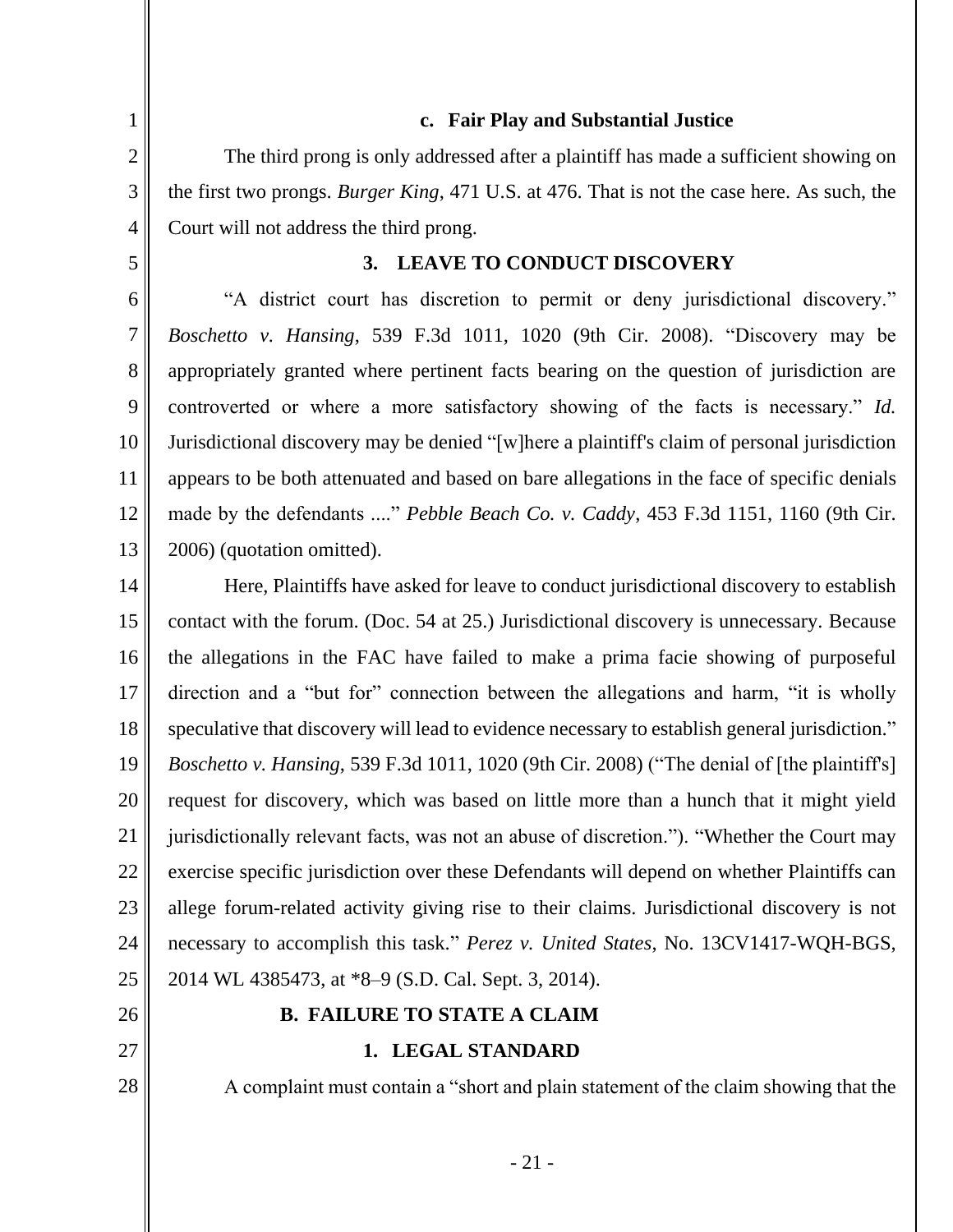#### c. Fair Play and Substantial Justice

The third prong is only addressed after a plaintiff has made a sufficient showing on the first two prongs. *Burger King*, 471 U.S. at 476. That is not the case here. As such, the Court will not address the third prong.

### 3. LEAVE TO CONDUCT DISCOVERY

"A district court has discretion to permit or deny jurisdictional discovery." *Boschetto v. Hansing*, 539 F.3d 1011, 1020 (9th Cir. 2008). "Discovery may be appropriately granted where pertinent facts bearing on the question of jurisdiction are controverted or where a more satisfactory showing of the facts is necessary." *Id.* Jurisdictional discovery may be denied "[w]here a plaintiff's claim of personal jurisdiction appears to be both attenuated and based on bare allegations in the face of specific denials made by the defendants ...." *Pebble Beach Co. v. Caddy*, 453 F.3d 1151, 1160 (9th Cir. 2006) (quotation omitted).

Here, Plaintiffs have asked for leave to conduct jurisdictional discovery to establish contact with the forum. (Doc. 54 at 25.) Jurisdictional discovery is unnecessary. Because the allegations in the FAC have failed to make a prima facie showing of purposeful direction and a "but for" connection between the allegations and harm, "it is wholly speculative that discovery will lead to evidence necessary to establish general jurisdiction." *Boschetto v. Hansing*, 539 F.3d 1011, 1020 (9th Cir. 2008) ("The denial of [the plaintiff's] request for discovery, which was based on little more than a hunch that it might yield jurisdictionally relevant facts, was not an abuse of discretion."). "Whether the Court may exercise specific jurisdiction over these Defendants will depend on whether Plaintiffs can allege forum-related activity giving rise to their claims. Jurisdictional discovery is not necessary to accomplish this task." *Perez v. United States*, No. 13CV1417-WQH-BGS, 2014 WL 4385473, at *8–9 (S.D. Cal. Sept. 3, 2014).

## B. FAILURE TO STATE A CLAIM

### 1. LEGAL STANDARD

A complaint must contain a "short and plain statement of the claim showing that the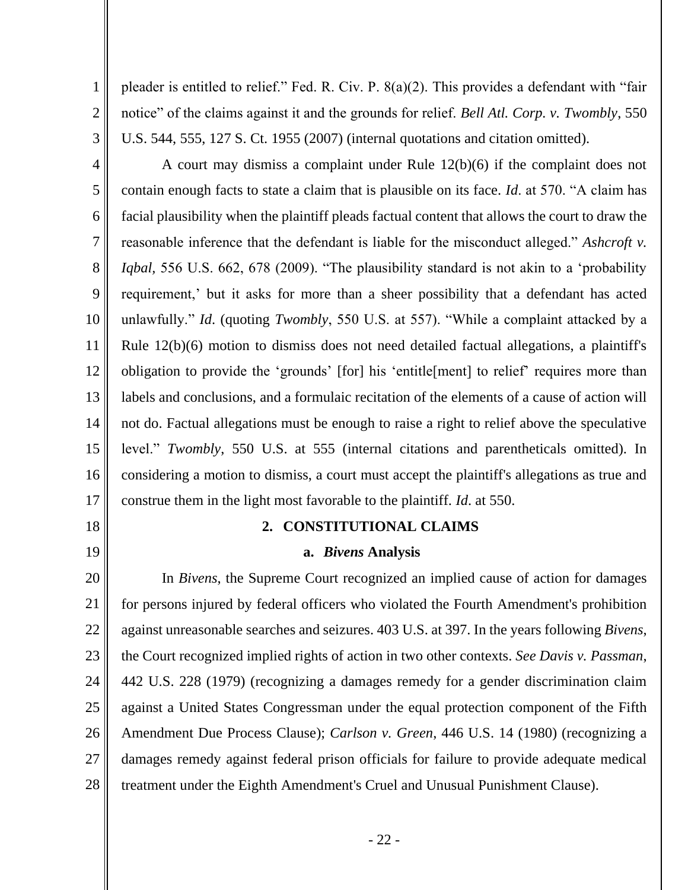pleader is entitled to relief." Fed. R. Civ. P. 8(a)(2). This provides a defendant with "fair notice" of the claims against it and the grounds for relief. *Bell Atl. Corp. v. Twombly*, 550 U.S. 544, 555, 127 S. Ct. 1955 (2007) (internal quotations and citation omitted).

A court may dismiss a complaint under Rule 12(b)(6) if the complaint does not contain enough facts to state a claim that is plausible on its face. *Id*. at 570. "A claim has facial plausibility when the plaintiff pleads factual content that allows the court to draw the reasonable inference that the defendant is liable for the misconduct alleged." *Ashcroft v. Iqbal*, 556 U.S. 662, 678 (2009). "The plausibility standard is not akin to a 'probability requirement,' but it asks for more than a sheer possibility that a defendant has acted unlawfully." *Id*. (quoting *Twombly*, 550 U.S. at 557). "While a complaint attacked by a Rule 12(b)(6) motion to dismiss does not need detailed factual allegations, a plaintiff's obligation to provide the 'grounds' [for] his 'entitle[ment] to relief' requires more than labels and conclusions, and a formulaic recitation of the elements of a cause of action will not do. Factual allegations must be enough to raise a right to relief above the speculative level." *Twombly*, 550 U.S. at 555 (internal citations and parentheticals omitted). In considering a motion to dismiss, a court must accept the plaintiff's allegations as true and construe them in the light most favorable to the plaintiff. *Id*. at 550.

### 2. CONSTITUTIONAL CLAIMS

#### a. *Bivens* Analysis

In *Bivens*, the Supreme Court recognized an implied cause of action for damages for persons injured by federal officers who violated the Fourth Amendment's prohibition against unreasonable searches and seizures. 403 U.S. at 397. In the years following *Bivens*, the Court recognized implied rights of action in two other contexts. *See Davis v. Passman*, 442 U.S. 228 (1979) (recognizing a damages remedy for a gender discrimination claim against a United States Congressman under the equal protection component of the Fifth Amendment Due Process Clause); *Carlson v. Green*, 446 U.S. 14 (1980) (recognizing a damages remedy against federal prison officials for failure to provide adequate medical treatment under the Eighth Amendment's Cruel and Unusual Punishment Clause).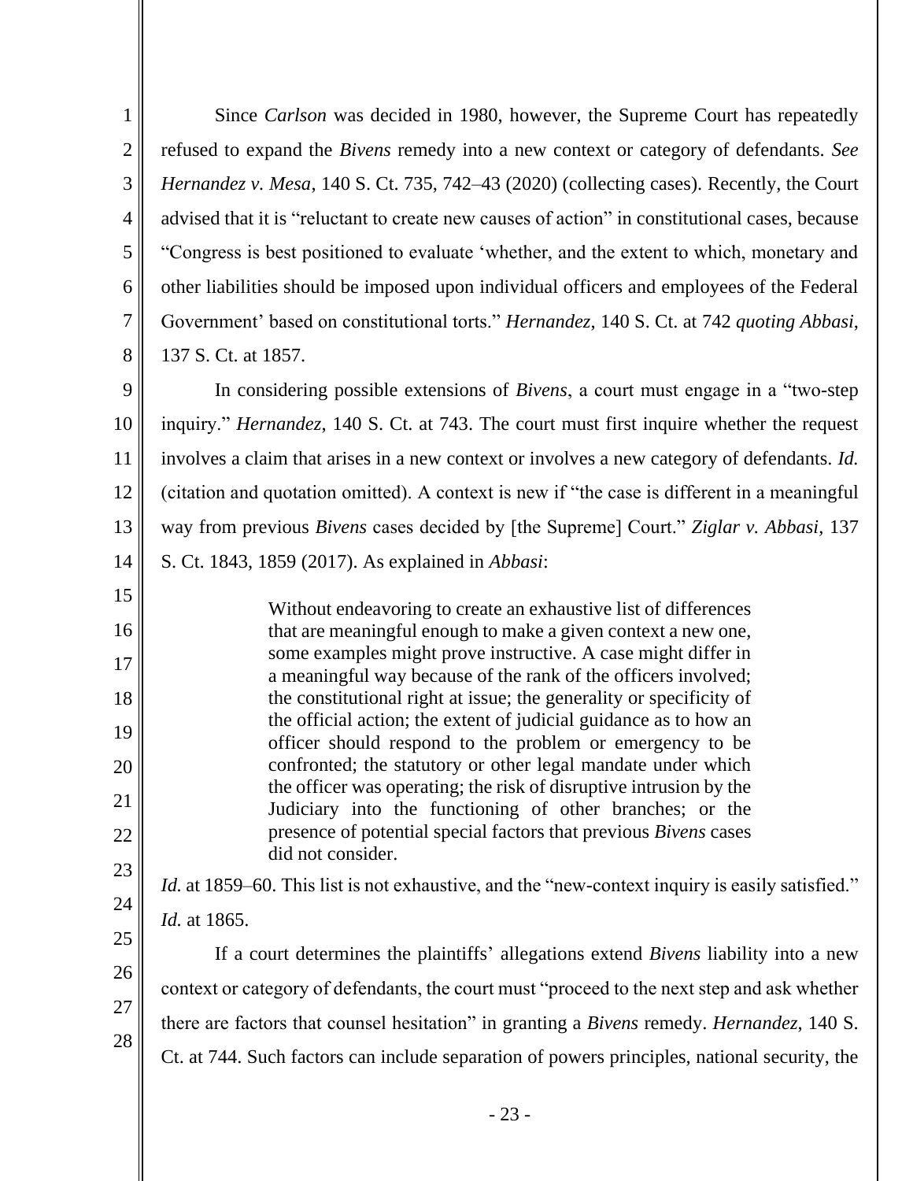Since *Carlson* was decided in 1980, however, the Supreme Court has repeatedly refused to expand the *Bivens* remedy into a new context or category of defendants. *See Hernandez v. Mesa*, 140 S. Ct. 735, 742–43 (2020) (collecting cases). Recently, the Court advised that it is "reluctant to create new causes of action" in constitutional cases, because "Congress is best positioned to evaluate 'whether, and the extent to which, monetary and other liabilities should be imposed upon individual officers and employees of the Federal Government' based on constitutional torts." *Hernandez*, 140 S. Ct. at 742 *quoting Abbasi*, 137 S. Ct. at 1857.

In considering possible extensions of *Bivens*, a court must engage in a "two-step inquiry." *Hernandez*, 140 S. Ct. at 743. The court must first inquire whether the request involves a claim that arises in a new context or involves a new category of defendants. *Id.* (citation and quotation omitted). A context is new if "the case is different in a meaningful way from previous *Bivens* cases decided by [the Supreme] Court." *Ziglar v. Abbasi*, 137 S. Ct. 1843, 1859 (2017). As explained in *Abbasi*:

> Without endeavoring to create an exhaustive list of differences that are meaningful enough to make a given context a new one, some examples might prove instructive. A case might differ in a meaningful way because of the rank of the officers involved; the constitutional right at issue; the generality or specificity of the official action; the extent of judicial guidance as to how an officer should respond to the problem or emergency to be confronted; the statutory or other legal mandate under which the officer was operating; the risk of disruptive intrusion by the Judiciary into the functioning of other branches; or the presence of potential special factors that previous *Bivens* cases did not consider.

*Id.* at 1859–60. This list is not exhaustive, and the "new-context inquiry is easily satisfied." *Id.* at 1865.

If a court determines the plaintiffs' allegations extend *Bivens* liability into a new context or category of defendants, the court must "proceed to the next step and ask whether there are factors that counsel hesitation" in granting a *Bivens* remedy. *Hernandez*, 140 S. Ct. at 744. Such factors can include separation of powers principles, national security, the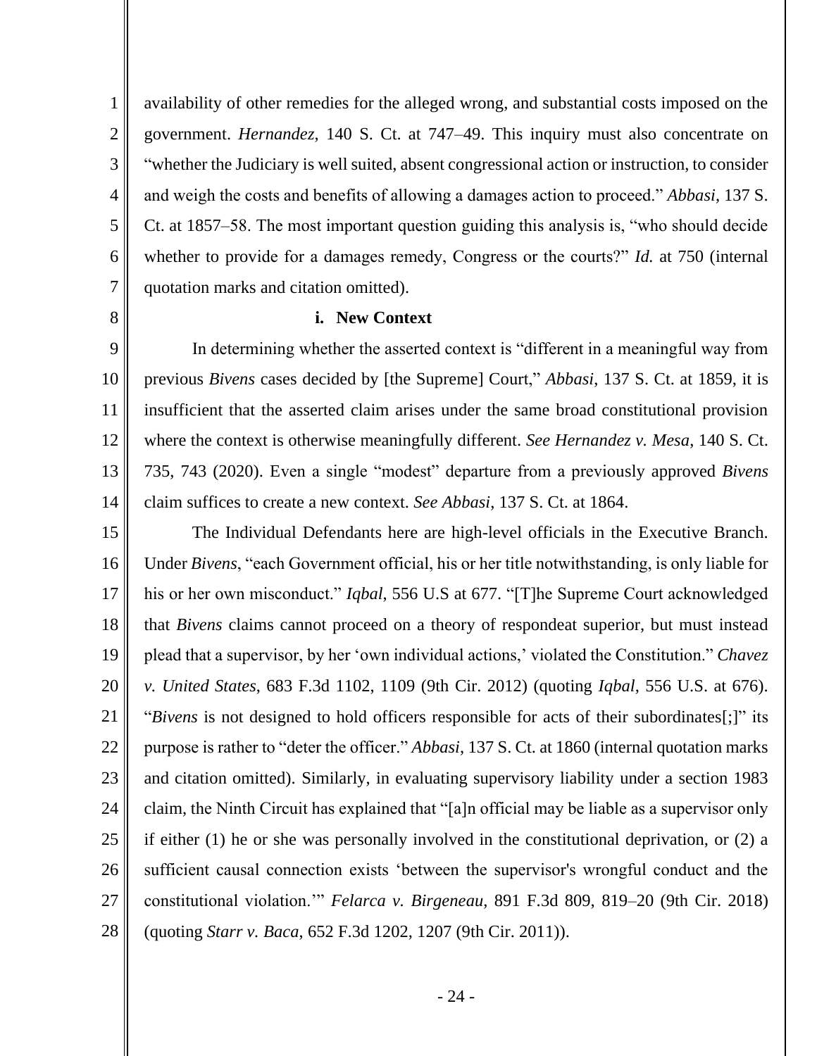availability of other remedies for the alleged wrong, and substantial costs imposed on the government. *Hernandez*, 140 S. Ct. at 747–49. This inquiry must also concentrate on "whether the Judiciary is well suited, absent congressional action or instruction, to consider and weigh the costs and benefits of allowing a damages action to proceed." *Abbasi*, 137 S. Ct. at 1857–58. The most important question guiding this analysis is, "who should decide whether to provide for a damages remedy, Congress or the courts?" *Id.* at 750 (internal quotation marks and citation omitted).

**i. New Context**

In determining whether the asserted context is "different in a meaningful way from previous *Bivens* cases decided by [the Supreme] Court," *Abbasi*, 137 S. Ct. at 1859, it is insufficient that the asserted claim arises under the same broad constitutional provision where the context is otherwise meaningfully different. *See Hernandez v. Mesa*, 140 S. Ct. 735, 743 (2020). Even a single "modest" departure from a previously approved *Bivens* claim suffices to create a new context. *See Abbasi*, 137 S. Ct. at 1864.

The Individual Defendants here are high-level officials in the Executive Branch. Under *Bivens*, "each Government official, his or her title notwithstanding, is only liable for his or her own misconduct." *Iqbal*, 556 U.S at 677. "[T]he Supreme Court acknowledged that *Bivens* claims cannot proceed on a theory of respondeat superior, but must instead plead that a supervisor, by her 'own individual actions,' violated the Constitution." *Chavez v. United States*, 683 F.3d 1102, 1109 (9th Cir. 2012) (quoting *Iqbal*, 556 U.S. at 676). "*Bivens* is not designed to hold officers responsible for acts of their subordinates[;]" its purpose is rather to "deter the officer." *Abbasi*, 137 S. Ct. at 1860 (internal quotation marks and citation omitted). Similarly, in evaluating supervisory liability under a section 1983 claim, the Ninth Circuit has explained that "[a]n official may be liable as a supervisor only if either (1) he or she was personally involved in the constitutional deprivation, or (2) a sufficient causal connection exists 'between the supervisor's wrongful conduct and the constitutional violation.'" *Felarca v. Birgeneau*, 891 F.3d 809, 819–20 (9th Cir. 2018) (quoting *Starr v. Baca*, 652 F.3d 1202, 1207 (9th Cir. 2011)).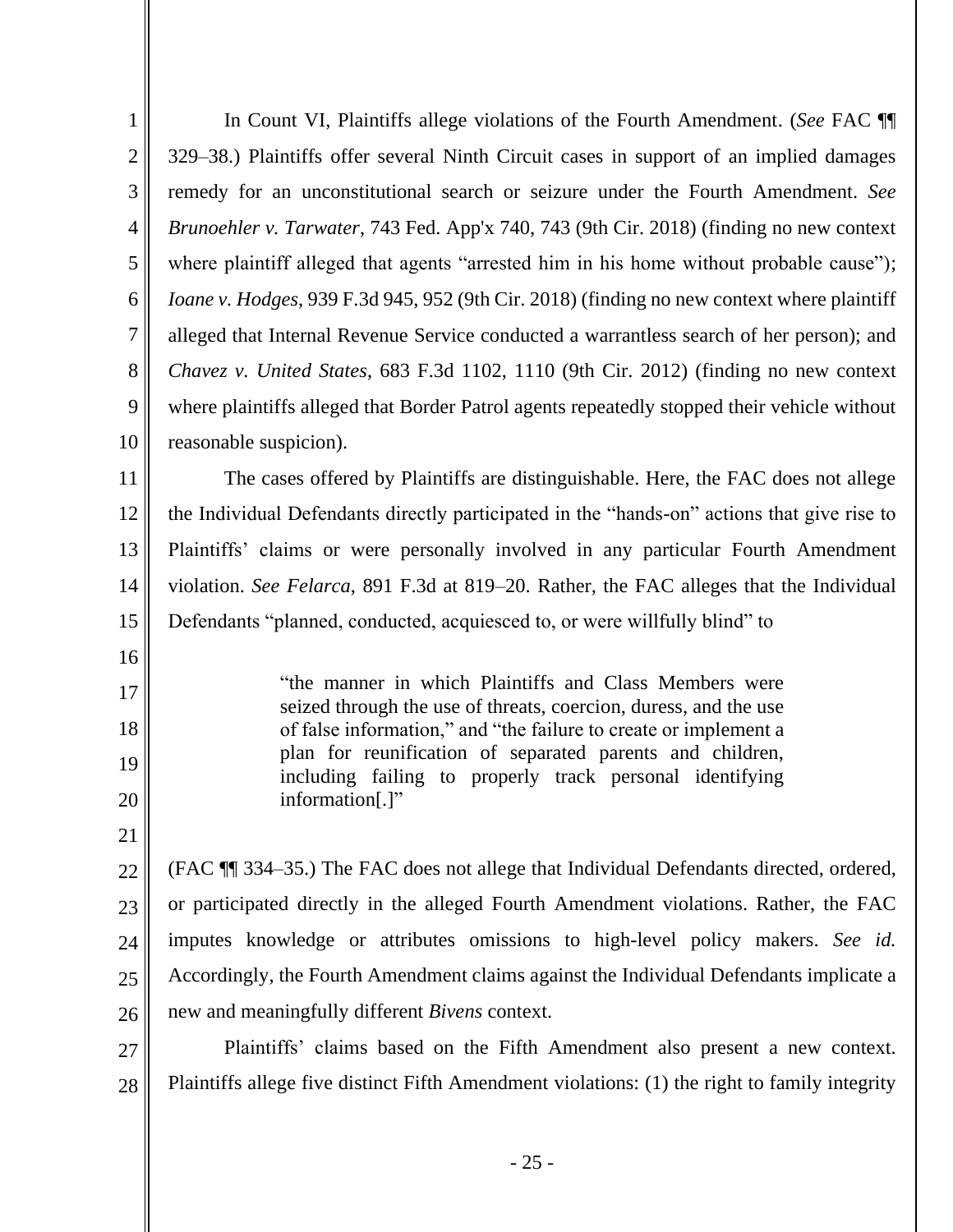In Count VI, Plaintiffs allege violations of the Fourth Amendment. (*See* FAC ¶¶ 329–38.) Plaintiffs offer several Ninth Circuit cases in support of an implied damages remedy for an unconstitutional search or seizure under the Fourth Amendment. *See Brunoehler v. Tarwater*, 743 Fed. App'x 740, 743 (9th Cir. 2018) (finding no new context where plaintiff alleged that agents "arrested him in his home without probable cause"); *Ioane v. Hodges*, 939 F.3d 945, 952 (9th Cir. 2018) (finding no new context where plaintiff alleged that Internal Revenue Service conducted a warrantless search of her person); and *Chavez v. United States*, 683 F.3d 1102, 1110 (9th Cir. 2012) (finding no new context where plaintiffs alleged that Border Patrol agents repeatedly stopped their vehicle without reasonable suspicion).

The cases offered by Plaintiffs are distinguishable. Here, the FAC does not allege the Individual Defendants directly participated in the "hands-on" actions that give rise to Plaintiffs' claims or were personally involved in any particular Fourth Amendment violation. *See Felarca*, 891 F.3d at 819–20. Rather, the FAC alleges that the Individual Defendants "planned, conducted, acquiesced to, or were willfully blind" to

> "the manner in which Plaintiffs and Class Members were seized through the use of threats, coercion, duress, and the use of false information," and "the failure to create or implement a plan for reunification of separated parents and children, including failing to properly track personal identifying information[.]"

(FAC ¶¶ 334–35.) The FAC does not allege that Individual Defendants directed, ordered, or participated directly in the alleged Fourth Amendment violations. Rather, the FAC imputes knowledge or attributes omissions to high-level policy makers. *See id.* Accordingly, the Fourth Amendment claims against the Individual Defendants implicate a new and meaningfully different *Bivens* context.

Plaintiffs' claims based on the Fifth Amendment also present a new context. Plaintiffs allege five distinct Fifth Amendment violations: (1) the right to family integrity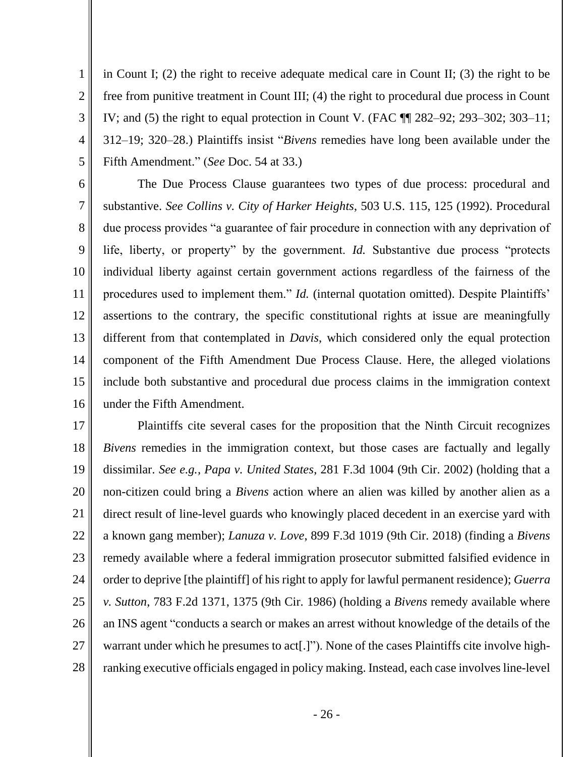in Count I; (2) the right to receive adequate medical care in Count II; (3) the right to be free from punitive treatment in Count III; (4) the right to procedural due process in Count IV; and (5) the right to equal protection in Count V. (FAC ¶¶ 282–92; 293–302; 303–11; 312–19; 320–28.) Plaintiffs insist "*Bivens* remedies have long been available under the Fifth Amendment." (*See* Doc. 54 at 33.)

The Due Process Clause guarantees two types of due process: procedural and substantive. *See Collins v. City of Harker Heights*, 503 U.S. 115, 125 (1992). Procedural due process provides "a guarantee of fair procedure in connection with any deprivation of life, liberty, or property" by the government. *Id.* Substantive due process "protects individual liberty against certain government actions regardless of the fairness of the procedures used to implement them." *Id.* (internal quotation omitted). Despite Plaintiffs' assertions to the contrary, the specific constitutional rights at issue are meaningfully different from that contemplated in *Davis*, which considered only the equal protection component of the Fifth Amendment Due Process Clause. Here, the alleged violations include both substantive and procedural due process claims in the immigration context under the Fifth Amendment.

Plaintiffs cite several cases for the proposition that the Ninth Circuit recognizes *Bivens* remedies in the immigration context, but those cases are factually and legally dissimilar. *See e.g., Papa v. United States,* 281 F.3d 1004 (9th Cir. 2002) (holding that a non-citizen could bring a *Bivens* action where an alien was killed by another alien as a direct result of line-level guards who knowingly placed decedent in an exercise yard with a known gang member); *Lanuza v. Love*, 899 F.3d 1019 (9th Cir. 2018) (finding a *Bivens* remedy available where a federal immigration prosecutor submitted falsified evidence in order to deprive [the plaintiff] of his right to apply for lawful permanent residence); *Guerra v. Sutton,* 783 F.2d 1371, 1375 (9th Cir. 1986) (holding a *Bivens* remedy available where an INS agent "conducts a search or makes an arrest without knowledge of the details of the warrant under which he presumes to act[.]"). None of the cases Plaintiffs cite involve high-ranking executive officials engaged in policy making. Instead, each case involves line-level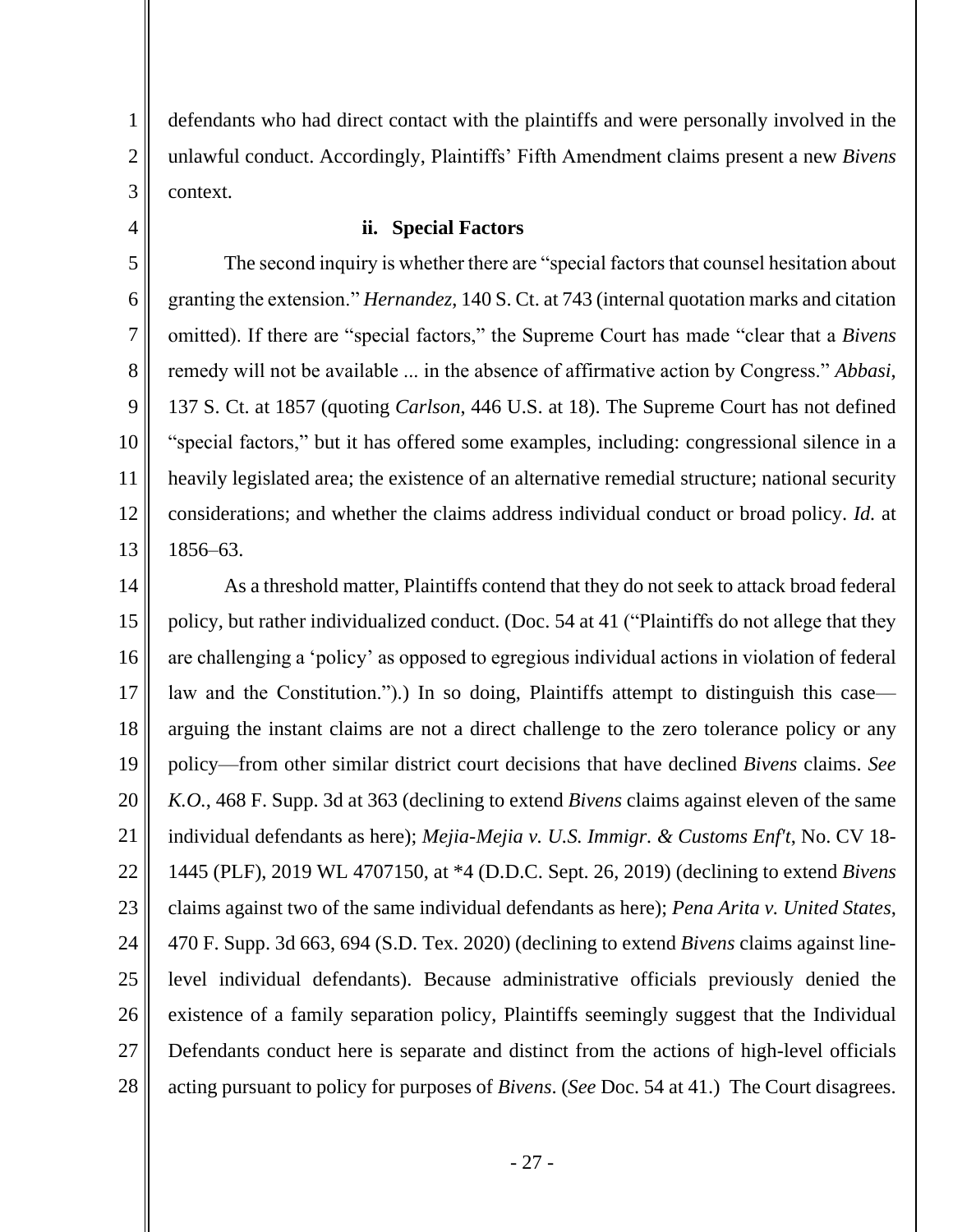defendants who had direct contact with the plaintiffs and were personally involved in the unlawful conduct. Accordingly, Plaintiffs' Fifth Amendment claims present a new *Bivens* context.

**ii. Special Factors**

The second inquiry is whether there are "special factors that counsel hesitation about granting the extension." *Hernandez*, 140 S. Ct. at 743 (internal quotation marks and citation omitted). If there are "special factors," the Supreme Court has made "clear that a *Bivens* remedy will not be available ... in the absence of affirmative action by Congress." *Abbasi*, 137 S. Ct. at 1857 (quoting *Carlson*, 446 U.S. at 18). The Supreme Court has not defined "special factors," but it has offered some examples, including: congressional silence in a heavily legislated area; the existence of an alternative remedial structure; national security considerations; and whether the claims address individual conduct or broad policy. *Id.* at 1856–63.

As a threshold matter, Plaintiffs contend that they do not seek to attack broad federal policy, but rather individualized conduct. (Doc. 54 at 41 ("Plaintiffs do not allege that they are challenging a 'policy' as opposed to egregious individual actions in violation of federal law and the Constitution.").) In so doing, Plaintiffs attempt to distinguish this case—arguing the instant claims are not a direct challenge to the zero tolerance policy or any policy—from other similar district court decisions that have declined *Bivens* claims. *See K.O.*, 468 F. Supp. 3d at 363 (declining to extend *Bivens* claims against eleven of the same individual defendants as here); *Mejia-Mejia v. U.S. Immigr. & Customs Enf't*, No. CV 18-1445 (PLF), 2019 WL 4707150, at *4 (D.D.C. Sept. 26, 2019) (declining to extend *Bivens* claims against two of the same individual defendants as here); *Pena Arita v. United States*, 470 F. Supp. 3d 663, 694 (S.D. Tex. 2020) (declining to extend *Bivens* claims against line-level individual defendants). Because administrative officials previously denied the existence of a family separation policy, Plaintiffs seemingly suggest that the Individual Defendants conduct here is separate and distinct from the actions of high-level officials acting pursuant to policy for purposes of *Bivens*. (*See* Doc. 54 at 41.) The Court disagrees.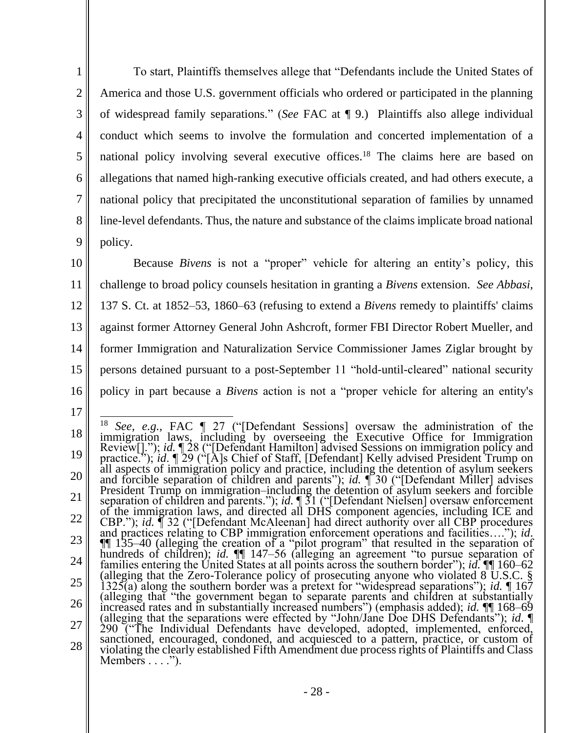To start, Plaintiffs themselves allege that "Defendants include the United States of America and those U.S. government officials who ordered or participated in the planning of widespread family separations." (*See* FAC at ¶ 9.) Plaintiffs also allege individual conduct which seems to involve the formulation and concerted implementation of a national policy involving several executive offices.[18] The claims here are based on allegations that named high-ranking executive officials created, and had others execute, a national policy that precipitated the unconstitutional separation of families by unnamed line-level defendants. Thus, the nature and substance of the claims implicate broad national policy.

Because *Bivens* is not a "proper" vehicle for altering an entity's policy, this challenge to broad policy counsels hesitation in granting a *Bivens* extension. *See Abbasi*, 137 S. Ct. at 1852–53, 1860–63 (refusing to extend a *Bivens* remedy to plaintiffs' claims against former Attorney General John Ashcroft, former FBI Director Robert Mueller, and former Immigration and Naturalization Service Commissioner James Ziglar brought by persons detained pursuant to a post-September 11 "hold-until-cleared" national security policy in part because a *Bivens* action is not a "proper vehicle for altering an entity's

---

[18] *See, e.g.*, FAC ¶ 27 ("[Defendant Sessions] oversaw the administration of the immigration laws, including by overseeing the Executive Office for Immigration Review[]."); *id.* ¶ 28 ("[Defendant Hamilton] advised Sessions on immigration policy and practice."); *id*. ¶ 29 ("[A]s Chief of Staff, [Defendant] Kelly advised President Trump on all aspects of immigration policy and practice, including the detention of asylum seekers and forcible separation of children and parents"); *id.* ¶ 30 ("[Defendant Miller] advises President Trump on immigration–including the detention of asylum seekers and forcible separation of children and parents."); *id.* ¶ 31 ("[Defendant Nielsen] oversaw enforcement of the immigration laws, and directed all DHS component agencies, including ICE and CBP."); *id.* ¶ 32 ("[Defendant McAleenan] had direct authority over all CBP procedures and practices relating to CBP immigration enforcement operations and facilities…."); *id*. ¶¶ 135–40 (alleging the creation of a "pilot program" that resulted in the separation of hundreds of children); *id.* ¶¶ 147–56 (alleging an agreement "to pursue separation of families entering the United States at all points across the southern border"); *id.* ¶¶ 160–62 (alleging that the Zero-Tolerance policy of prosecuting anyone who violated 8 U.S.C. § 1325(a) along the southern border was a pretext for "widespread separations"); *id.* ¶ 167 (alleging that "the government began to separate parents and children at substantially increased rates and in substantially increased numbers") (emphasis added); *id.* ¶¶ 168–69 (alleging that the separations were effected by "John/Jane Doe DHS Defendants"); *id*. ¶ 290 ("The Individual Defendants have developed, adopted, implemented, enforced, sanctioned, encouraged, condoned, and acquiesced to a pattern, practice, or custom of violating the clearly established Fifth Amendment due process rights of Plaintiffs and Class Members . . . .").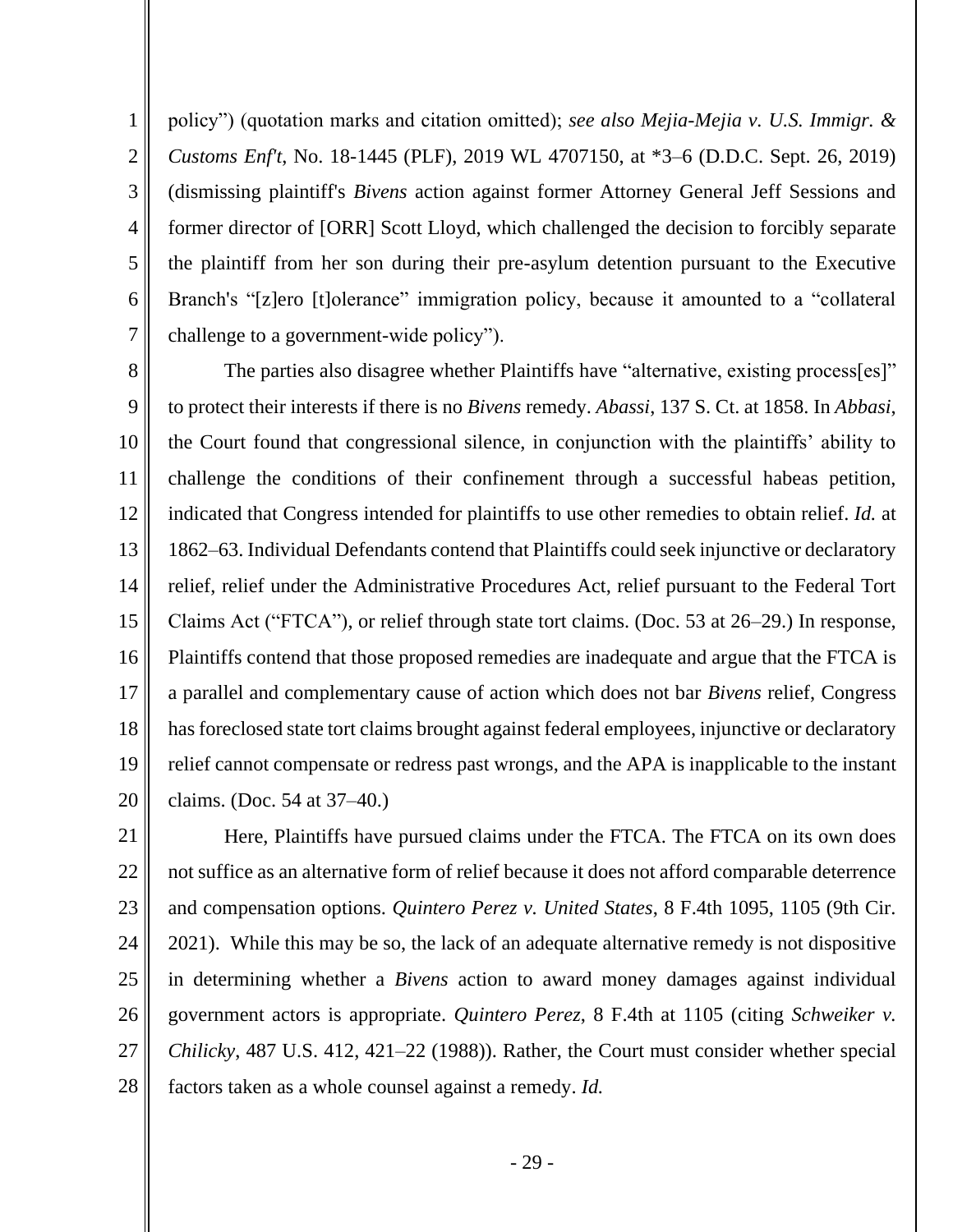policy") (quotation marks and citation omitted); *see also Mejia-Mejia v. U.S. Immigr. & Customs Enf't*, No. 18-1445 (PLF), 2019 WL 4707150, at *3–6 (D.D.C. Sept. 26, 2019) (dismissing plaintiff's *Bivens* action against former Attorney General Jeff Sessions and former director of [ORR] Scott Lloyd, which challenged the decision to forcibly separate the plaintiff from her son during their pre-asylum detention pursuant to the Executive Branch's "[z]ero [t]olerance" immigration policy, because it amounted to a "collateral challenge to a government-wide policy").

The parties also disagree whether Plaintiffs have "alternative, existing process[es]" to protect their interests if there is no *Bivens* remedy. *Abassi*, 137 S. Ct. at 1858. In *Abbasi*, the Court found that congressional silence, in conjunction with the plaintiffs' ability to challenge the conditions of their confinement through a successful habeas petition, indicated that Congress intended for plaintiffs to use other remedies to obtain relief. *Id.* at 1862–63. Individual Defendants contend that Plaintiffs could seek injunctive or declaratory relief, relief under the Administrative Procedures Act, relief pursuant to the Federal Tort Claims Act ("FTCA"), or relief through state tort claims. (Doc. 53 at 26–29.) In response, Plaintiffs contend that those proposed remedies are inadequate and argue that the FTCA is a parallel and complementary cause of action which does not bar *Bivens* relief, Congress has foreclosed state tort claims brought against federal employees, injunctive or declaratory relief cannot compensate or redress past wrongs, and the APA is inapplicable to the instant claims. (Doc. 54 at 37–40.)

Here, Plaintiffs have pursued claims under the FTCA. The FTCA on its own does not suffice as an alternative form of relief because it does not afford comparable deterrence and compensation options. *Quintero Perez v. United States*, 8 F.4th 1095, 1105 (9th Cir. 2021). While this may be so, the lack of an adequate alternative remedy is not dispositive in determining whether a *Bivens* action to award money damages against individual government actors is appropriate. *Quintero Perez*, 8 F.4th at 1105 (citing *Schweiker v. Chilicky*, 487 U.S. 412, 421–22 (1988)). Rather, the Court must consider whether special factors taken as a whole counsel against a remedy. *Id.*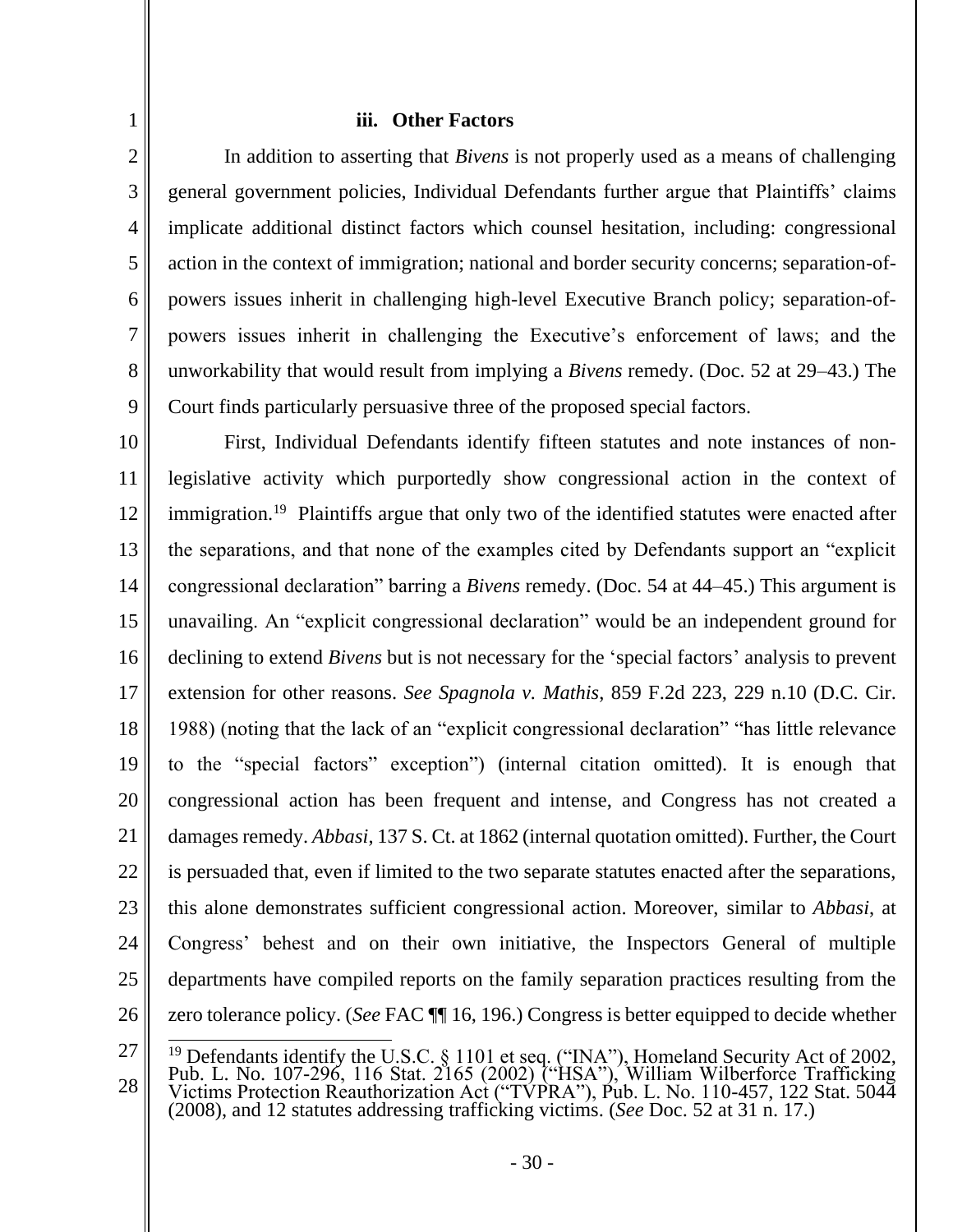#### iii. Other Factors

In addition to asserting that *Bivens* is not properly used as a means of challenging general government policies, Individual Defendants further argue that Plaintiffs' claims implicate additional distinct factors which counsel hesitation, including: congressional action in the context of immigration; national and border security concerns; separation-of-powers issues inherit in challenging high-level Executive Branch policy; separation-of-powers issues inherit in challenging the Executive's enforcement of laws; and the unworkability that would result from implying a *Bivens* remedy. (Doc. 52 at 29–43.) The Court finds particularly persuasive three of the proposed special factors.

First, Individual Defendants identify fifteen statutes and note instances of non-legislative activity which purportedly show congressional action in the context of immigration.[19] Plaintiffs argue that only two of the identified statutes were enacted after the separations, and that none of the examples cited by Defendants support an "explicit congressional declaration" barring a *Bivens* remedy. (Doc. 54 at 44–45.) This argument is unavailing. An "explicit congressional declaration" would be an independent ground for declining to extend *Bivens* but is not necessary for the 'special factors' analysis to prevent extension for other reasons. *See Spagnola v. Mathis*, 859 F.2d 223, 229 n.10 (D.C. Cir. 1988) (noting that the lack of an "explicit congressional declaration" "has little relevance to the "special factors" exception") (internal citation omitted). It is enough that congressional action has been frequent and intense, and Congress has not created a damages remedy. *Abbasi*, 137 S. Ct. at 1862 (internal quotation omitted). Further, the Court is persuaded that, even if limited to the two separate statutes enacted after the separations, this alone demonstrates sufficient congressional action. Moreover, similar to *Abbasi*, at Congress' behest and on their own initiative, the Inspectors General of multiple departments have compiled reports on the family separation practices resulting from the zero tolerance policy. (*See* FAC ¶¶ 16, 196.) Congress is better equipped to decide whether

---

[19] Defendants identify the U.S.C. § 1101 et seq. ("INA"), Homeland Security Act of 2002, Pub. L. No. 107-296, 116 Stat. 2165 (2002) ("HSA"), William Wilberforce Trafficking Victims Protection Reauthorization Act ("TVPRA"), Pub. L. No. 110-457, 122 Stat. 5044 (2008), and 12 statutes addressing trafficking victims. (*See* Doc. 52 at 31 n. 17.)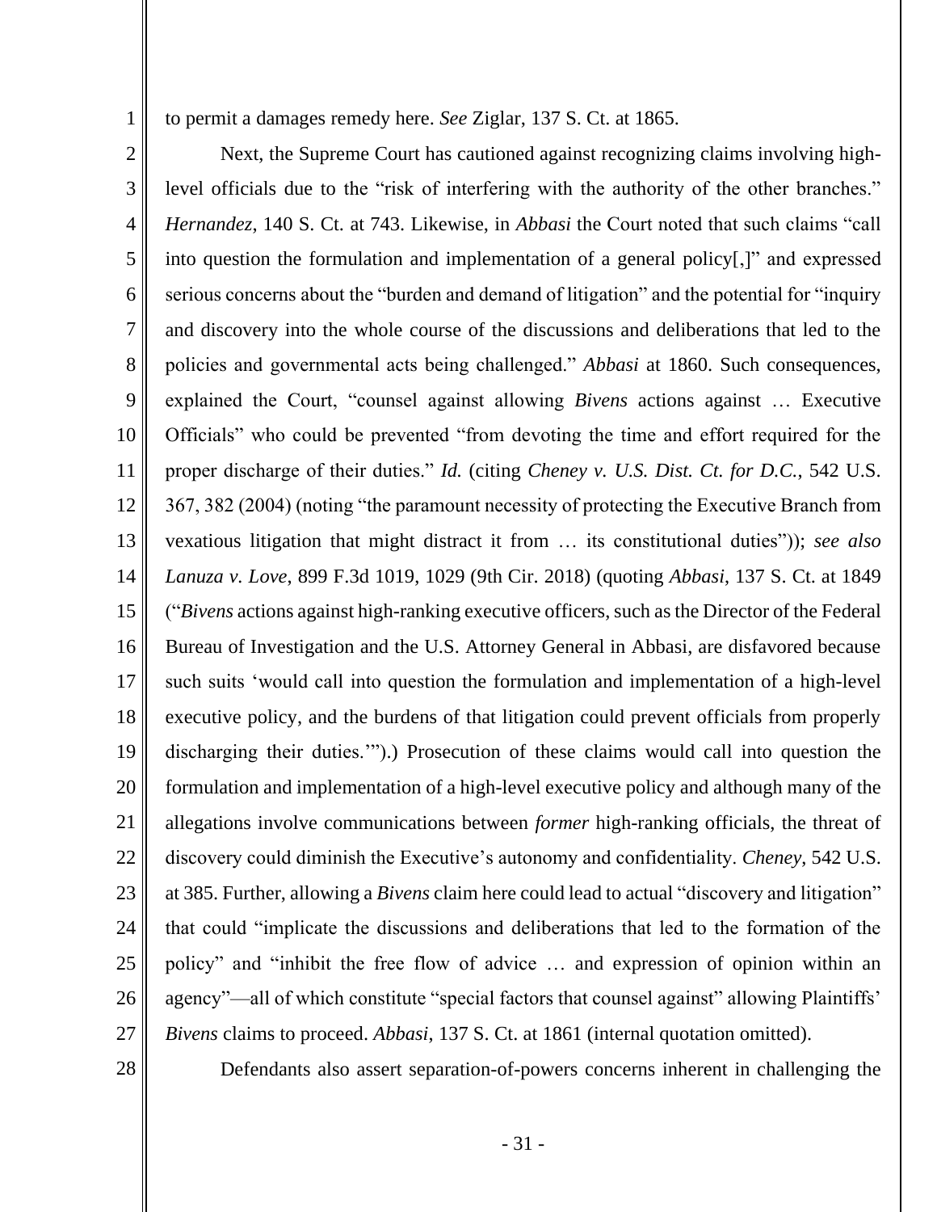to permit a damages remedy here. *See* Ziglar, 137 S. Ct. at 1865.

Next, the Supreme Court has cautioned against recognizing claims involving high-level officials due to the "risk of interfering with the authority of the other branches." *Hernandez*, 140 S. Ct. at 743. Likewise, in *Abbasi* the Court noted that such claims "call into question the formulation and implementation of a general policy[,]" and expressed serious concerns about the "burden and demand of litigation" and the potential for "inquiry and discovery into the whole course of the discussions and deliberations that led to the policies and governmental acts being challenged." *Abbasi* at 1860. Such consequences, explained the Court, "counsel against allowing *Bivens* actions against … Executive Officials" who could be prevented "from devoting the time and effort required for the proper discharge of their duties." *Id.* (citing *Cheney v. U.S. Dist. Ct. for D.C.*, 542 U.S. 367, 382 (2004) (noting "the paramount necessity of protecting the Executive Branch from vexatious litigation that might distract it from … its constitutional duties")); *see also Lanuza v. Love*, 899 F.3d 1019, 1029 (9th Cir. 2018) (quoting *Abbasi*, 137 S. Ct. at 1849 ("*Bivens* actions against high-ranking executive officers, such as the Director of the Federal Bureau of Investigation and the U.S. Attorney General in Abbasi, are disfavored because such suits 'would call into question the formulation and implementation of a high-level executive policy, and the burdens of that litigation could prevent officials from properly discharging their duties.'").) Prosecution of these claims would call into question the formulation and implementation of a high-level executive policy and although many of the allegations involve communications between *former* high-ranking officials, the threat of discovery could diminish the Executive's autonomy and confidentiality. *Cheney*, 542 U.S. at 385. Further, allowing a *Bivens* claim here could lead to actual "discovery and litigation" that could "implicate the discussions and deliberations that led to the formation of the policy" and "inhibit the free flow of advice … and expression of opinion within an agency"—all of which constitute "special factors that counsel against" allowing Plaintiffs' *Bivens* claims to proceed. *Abbasi*, 137 S. Ct. at 1861 (internal quotation omitted).

Defendants also assert separation-of-powers concerns inherent in challenging the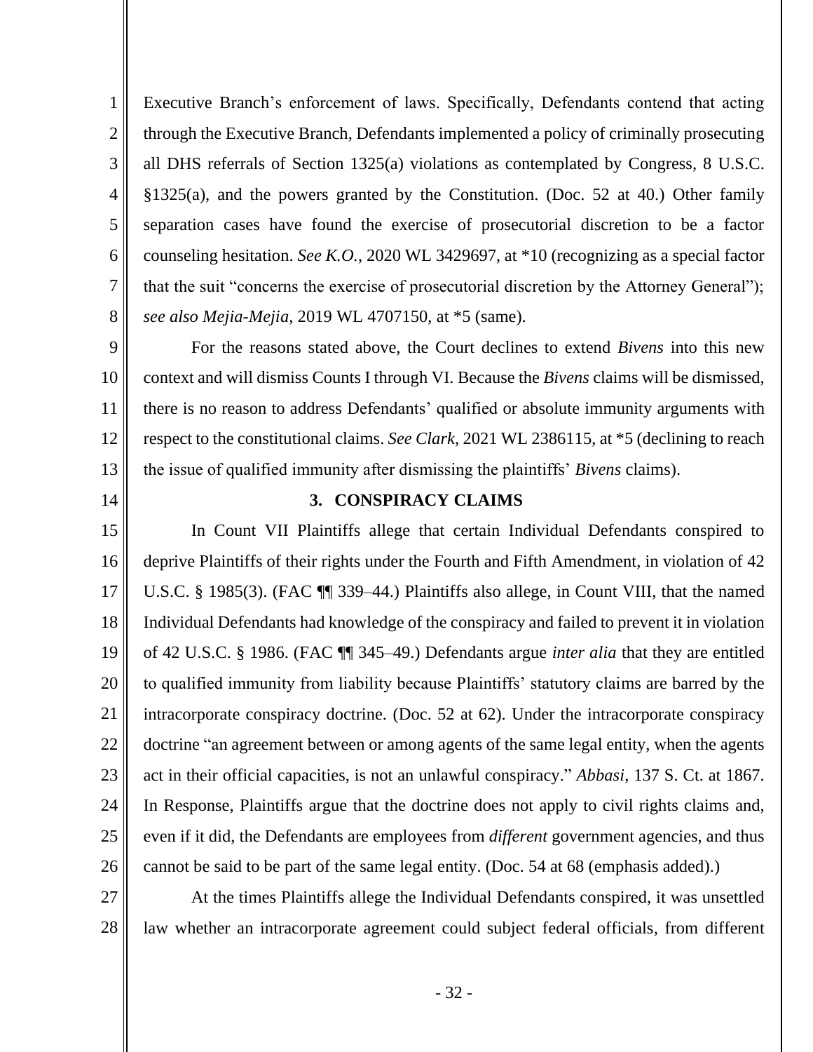Executive Branch's enforcement of laws. Specifically, Defendants contend that acting through the Executive Branch, Defendants implemented a policy of criminally prosecuting all DHS referrals of Section 1325(a) violations as contemplated by Congress, 8 U.S.C. §1325(a), and the powers granted by the Constitution. (Doc. 52 at 40.) Other family separation cases have found the exercise of prosecutorial discretion to be a factor counseling hesitation. *See K.O.*, 2020 WL 3429697, at *10 (recognizing as a special factor that the suit "concerns the exercise of prosecutorial discretion by the Attorney General"); *see also Mejia-Mejia*, 2019 WL 4707150, at *5 (same).

For the reasons stated above, the Court declines to extend *Bivens* into this new context and will dismiss Counts I through VI. Because the *Bivens* claims will be dismissed, there is no reason to address Defendants' qualified or absolute immunity arguments with respect to the constitutional claims. *See Clark*, 2021 WL 2386115, at *5 (declining to reach the issue of qualified immunity after dismissing the plaintiffs' *Bivens* claims).

### 3. CONSPIRACY CLAIMS

In Count VII Plaintiffs allege that certain Individual Defendants conspired to deprive Plaintiffs of their rights under the Fourth and Fifth Amendment, in violation of 42 U.S.C. § 1985(3). (FAC ¶¶ 339–44.) Plaintiffs also allege, in Count VIII, that the named Individual Defendants had knowledge of the conspiracy and failed to prevent it in violation of 42 U.S.C. § 1986. (FAC ¶¶ 345–49.) Defendants argue *inter alia* that they are entitled to qualified immunity from liability because Plaintiffs' statutory claims are barred by the intracorporate conspiracy doctrine. (Doc. 52 at 62). Under the intracorporate conspiracy doctrine "an agreement between or among agents of the same legal entity, when the agents act in their official capacities, is not an unlawful conspiracy." *Abbasi*, 137 S. Ct. at 1867. In Response, Plaintiffs argue that the doctrine does not apply to civil rights claims and, even if it did, the Defendants are employees from *different* government agencies, and thus cannot be said to be part of the same legal entity. (Doc. 54 at 68 (emphasis added).)

At the times Plaintiffs allege the Individual Defendants conspired, it was unsettled law whether an intracorporate agreement could subject federal officials, from different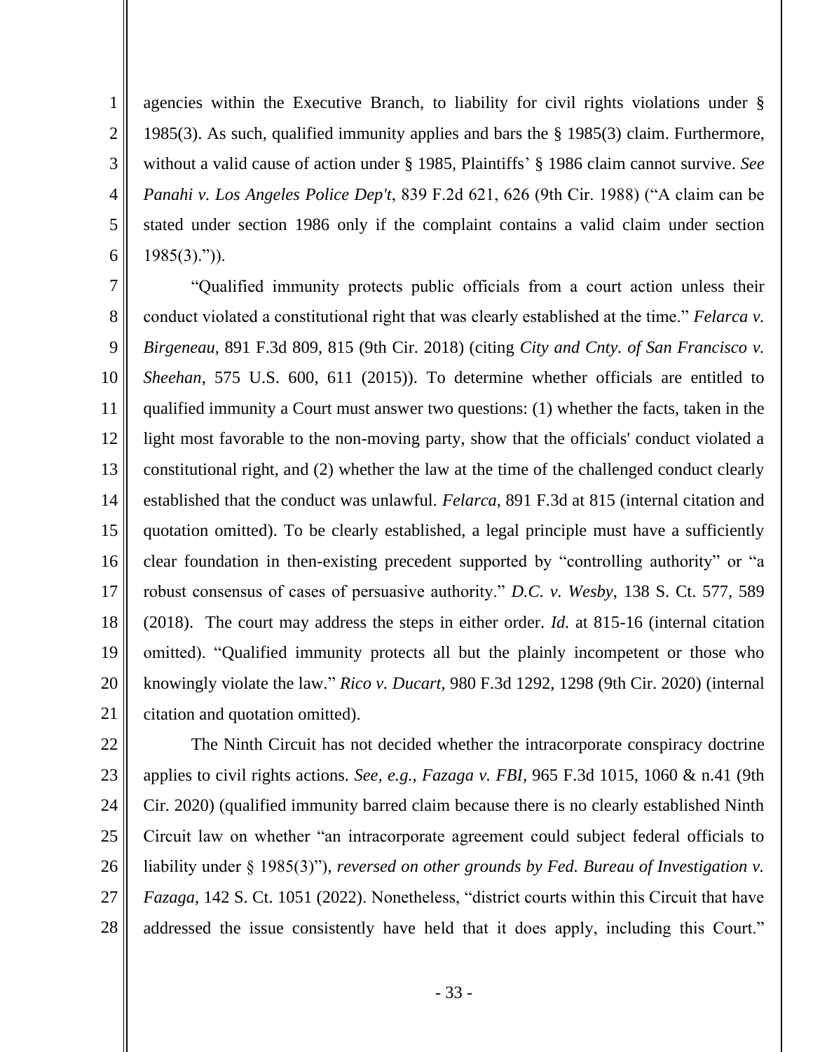agencies within the Executive Branch, to liability for civil rights violations under § 1985(3). As such, qualified immunity applies and bars the § 1985(3) claim. Furthermore, without a valid cause of action under § 1985, Plaintiffs' § 1986 claim cannot survive. *See Panahi v. Los Angeles Police Dep't*, 839 F.2d 621, 626 (9th Cir. 1988) ("A claim can be stated under section 1986 only if the complaint contains a valid claim under section 1985(3).")).

"Qualified immunity protects public officials from a court action unless their conduct violated a constitutional right that was clearly established at the time." *Felarca v. Birgeneau*, 891 F.3d 809, 815 (9th Cir. 2018) (citing *City and Cnty. of San Francisco v. Sheehan*, 575 U.S. 600, 611 (2015)). To determine whether officials are entitled to qualified immunity a Court must answer two questions: (1) whether the facts, taken in the light most favorable to the non-moving party, show that the officials' conduct violated a constitutional right, and (2) whether the law at the time of the challenged conduct clearly established that the conduct was unlawful. *Felarca*, 891 F.3d at 815 (internal citation and quotation omitted). To be clearly established, a legal principle must have a sufficiently clear foundation in then-existing precedent supported by "controlling authority" or "a robust consensus of cases of persuasive authority." *D.C. v. Wesby*, 138 S. Ct. 577, 589 (2018). The court may address the steps in either order. *Id.* at 815-16 (internal citation omitted). "Qualified immunity protects all but the plainly incompetent or those who knowingly violate the law." *Rico v. Ducart*, 980 F.3d 1292, 1298 (9th Cir. 2020) (internal citation and quotation omitted).

The Ninth Circuit has not decided whether the intracorporate conspiracy doctrine applies to civil rights actions. *See, e.g., Fazaga v. FBI*, 965 F.3d 1015, 1060 & n.41 (9th Cir. 2020) (qualified immunity barred claim because there is no clearly established Ninth Circuit law on whether "an intracorporate agreement could subject federal officials to liability under § 1985(3)"), *reversed on other grounds by Fed. Bureau of Investigation v. Fazaga*, 142 S. Ct. 1051 (2022). Nonetheless, "district courts within this Circuit that have addressed the issue consistently have held that it does apply, including this Court."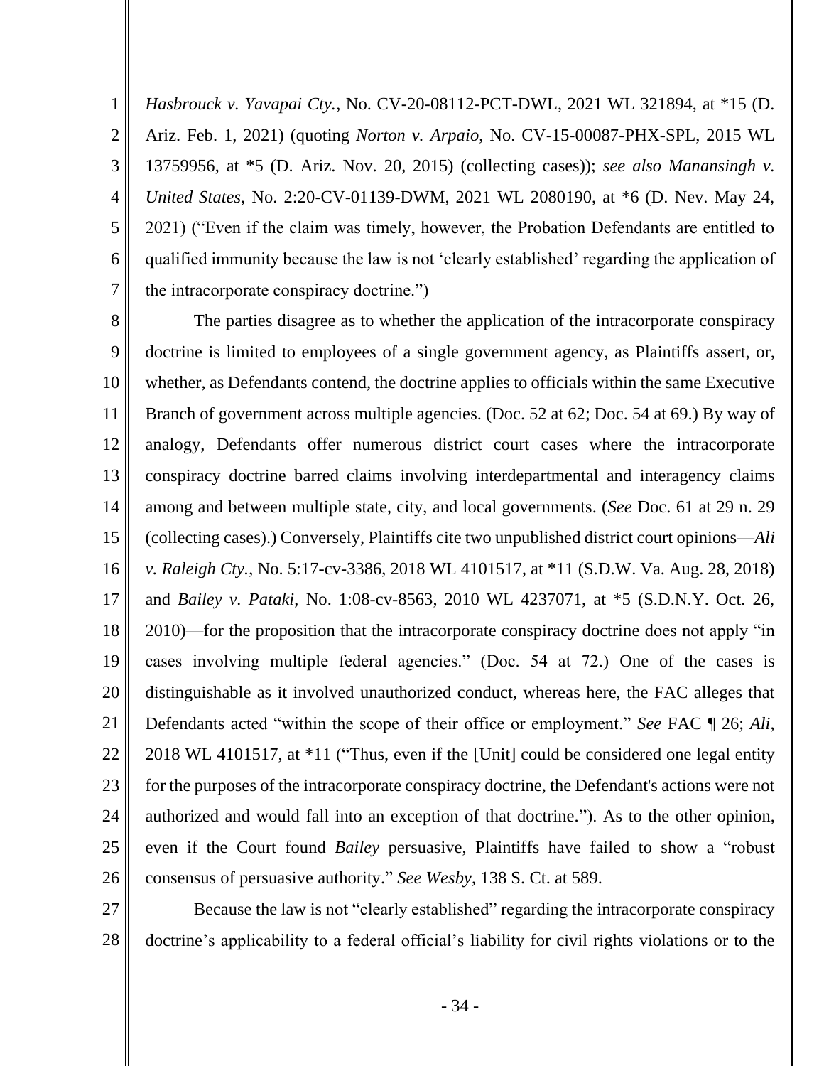*Hasbrouck v. Yavapai Cty.*, No. CV-20-08112-PCT-DWL, 2021 WL 321894, at *15 (D. Ariz. Feb. 1, 2021) (quoting *Norton v. Arpaio*, No. CV-15-00087-PHX-SPL, 2015 WL 13759956, at *5 (D. Ariz. Nov. 20, 2015) (collecting cases)); *see also Manansingh v. United States*, No. 2:20-CV-01139-DWM, 2021 WL 2080190, at *6 (D. Nev. May 24, 2021) ("Even if the claim was timely, however, the Probation Defendants are entitled to qualified immunity because the law is not 'clearly established' regarding the application of the intracorporate conspiracy doctrine.")

The parties disagree as to whether the application of the intracorporate conspiracy doctrine is limited to employees of a single government agency, as Plaintiffs assert, or, whether, as Defendants contend, the doctrine applies to officials within the same Executive Branch of government across multiple agencies. (Doc. 52 at 62; Doc. 54 at 69.) By way of analogy, Defendants offer numerous district court cases where the intracorporate conspiracy doctrine barred claims involving interdepartmental and interagency claims among and between multiple state, city, and local governments. (*See* Doc. 61 at 29 n. 29 (collecting cases).) Conversely, Plaintiffs cite two unpublished district court opinions—*Ali v. Raleigh Cty.*, No. 5:17-cv-3386, 2018 WL 4101517, at *11 (S.D.W. Va. Aug. 28, 2018) and *Bailey v. Pataki*, No. 1:08-cv-8563, 2010 WL 4237071, at *5 (S.D.N.Y. Oct. 26, 2010)—for the proposition that the intracorporate conspiracy doctrine does not apply "in cases involving multiple federal agencies." (Doc. 54 at 72.) One of the cases is distinguishable as it involved unauthorized conduct, whereas here, the FAC alleges that Defendants acted "within the scope of their office or employment." *See* FAC ¶ 26; *Ali*, 2018 WL 4101517, at *11 ("Thus, even if the [Unit] could be considered one legal entity for the purposes of the intracorporate conspiracy doctrine, the Defendant's actions were not authorized and would fall into an exception of that doctrine."). As to the other opinion, even if the Court found *Bailey* persuasive, Plaintiffs have failed to show a "robust consensus of persuasive authority." *See Wesby*, 138 S. Ct. at 589.

Because the law is not "clearly established" regarding the intracorporate conspiracy doctrine's applicability to a federal official's liability for civil rights violations or to the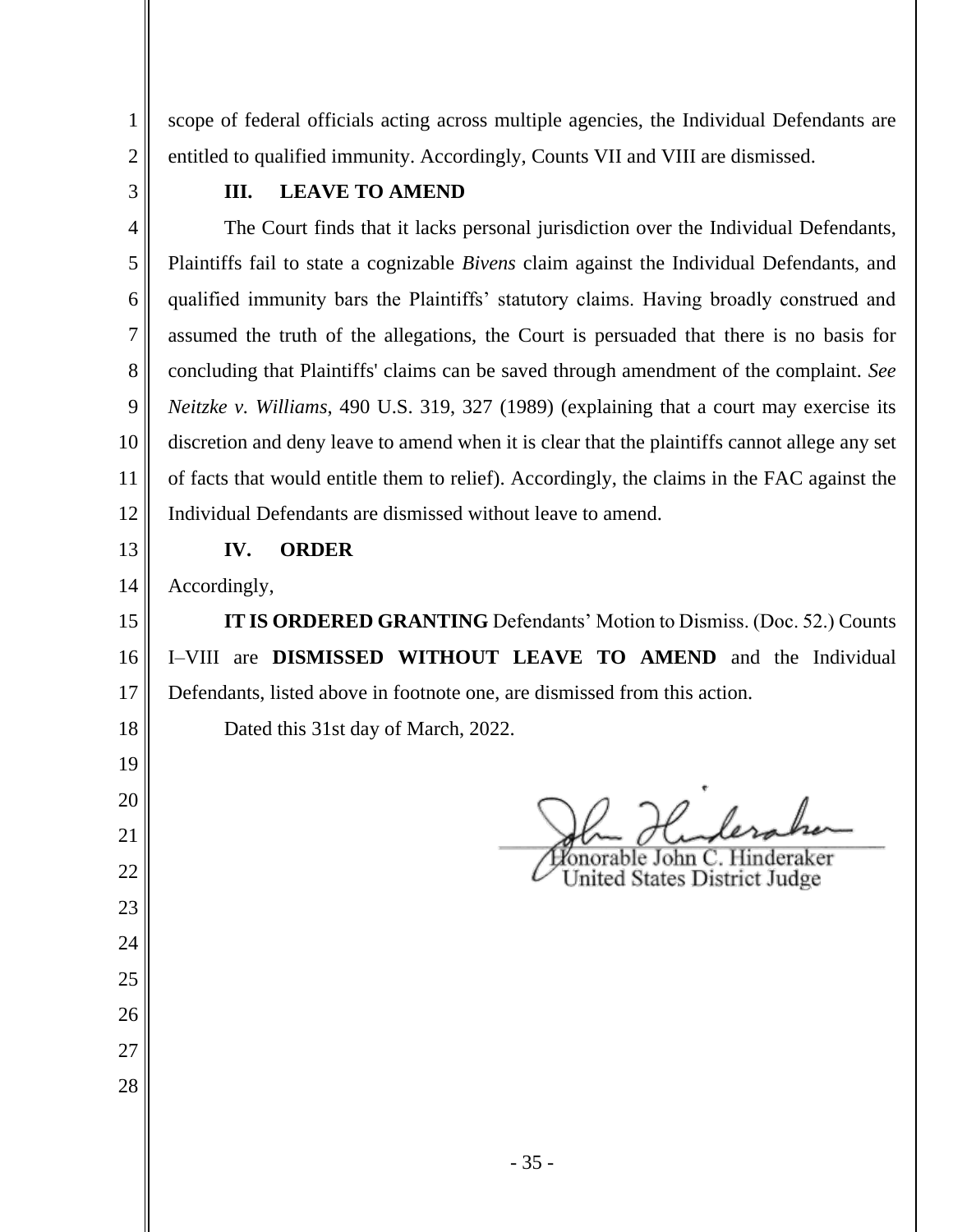scope of federal officials acting across multiple agencies, the Individual Defendants are entitled to qualified immunity. Accordingly, Counts VII and VIII are dismissed.

## III. LEAVE TO AMEND

The Court finds that it lacks personal jurisdiction over the Individual Defendants, Plaintiffs fail to state a cognizable *Bivens* claim against the Individual Defendants, and qualified immunity bars the Plaintiffs' statutory claims. Having broadly construed and assumed the truth of the allegations, the Court is persuaded that there is no basis for concluding that Plaintiffs' claims can be saved through amendment of the complaint. *See Neitzke v. Williams*, 490 U.S. 319, 327 (1989) (explaining that a court may exercise its discretion and deny leave to amend when it is clear that the plaintiffs cannot allege any set of facts that would entitle them to relief). Accordingly, the claims in the FAC against the Individual Defendants are dismissed without leave to amend.

## IV. ORDER

Accordingly,

**IT IS ORDERED GRANTING** Defendants' Motion to Dismiss. (Doc. 52.) Counts I–VIII are **DISMISSED WITHOUT LEAVE TO AMEND** and the Individual Defendants, listed above in footnote one, are dismissed from this action.

Dated this 31st day of March, 2022.

Honorable John C. Hinderaker
United States District Judge